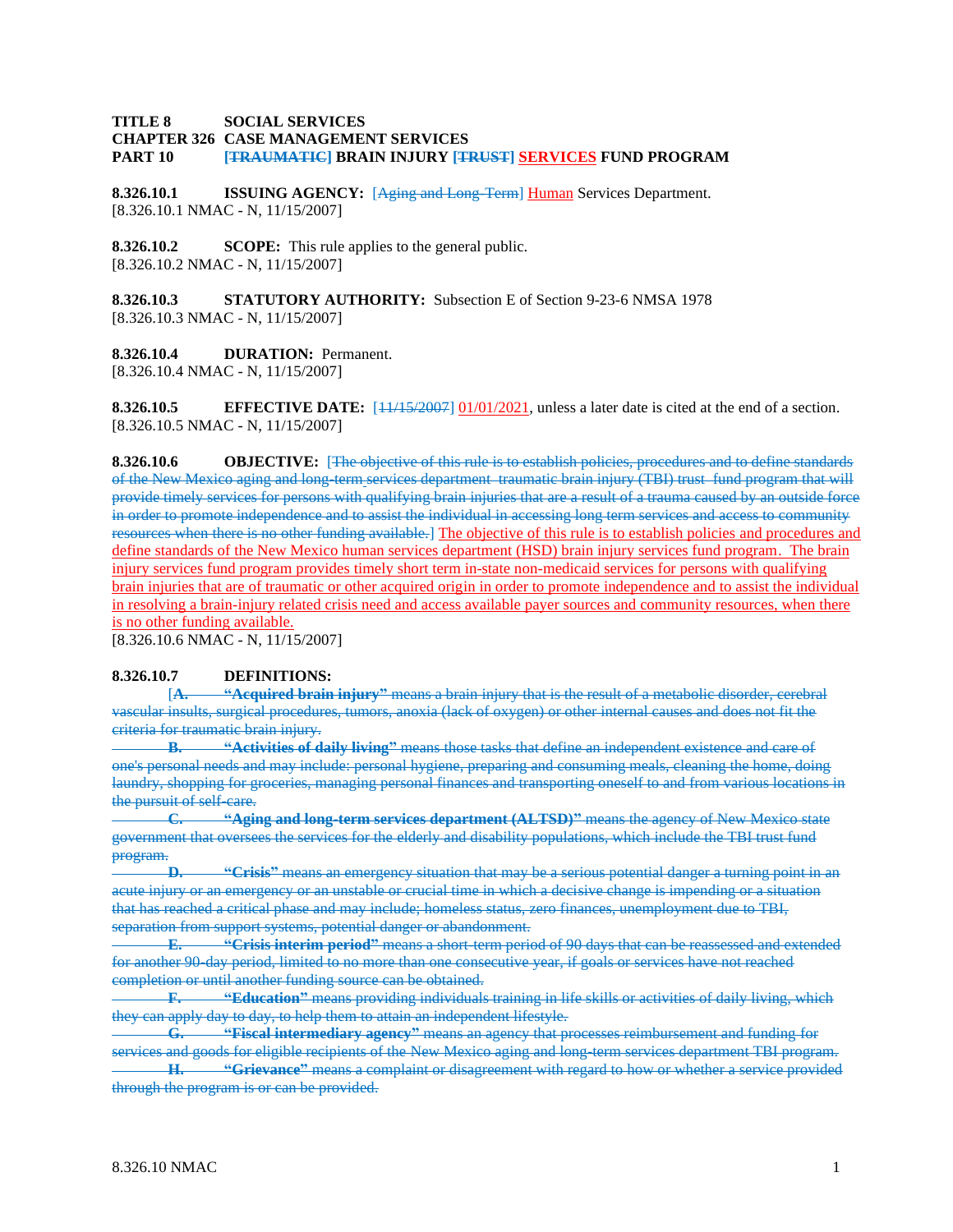**TITLE 8 SOCIAL SERVICES**
**CHAPTER 326 CASE MANAGEMENT SERVICES**
**PART 10 [~~TRAUMATIC~~] BRAIN INJURY [~~TRUST~~] SERVICES FUND PROGRAM**

**8.326.10.1 ISSUING AGENCY:** [~~Aging and Long-Term~~] Human Services Department.
[8.326.10.1 NMAC - N, 11/15/2007]

**8.326.10.2 SCOPE:** This rule applies to the general public.
[8.326.10.2 NMAC - N, 11/15/2007]

**8.326.10.3 STATUTORY AUTHORITY:** Subsection E of Section 9-23-6 NMSA 1978
[8.326.10.3 NMAC - N, 11/15/2007]

**8.326.10.4 DURATION:** Permanent.
[8.326.10.4 NMAC - N, 11/15/2007]

**8.326.10.5 EFFECTIVE DATE:** [~~11/15/2007~~] 01/01/2021, unless a later date is cited at the end of a section.
[8.326.10.5 NMAC - N, 11/15/2007]

**8.326.10.6 OBJECTIVE:** [~~The objective of this rule is to establish policies, procedures and to define standards of the New Mexico aging and long-term services department traumatic brain injury (TBI) trust fund program that will provide timely services for persons with qualifying brain injuries that are a result of a trauma caused by an outside force in order to promote independence and to assist the individual in accessing long term services and access to community resources when there is no other funding available.~~] The objective of this rule is to establish policies and procedures and define standards of the New Mexico human services department (HSD) brain injury services fund program. The brain injury services fund program provides timely short term in-state non-medicaid services for persons with qualifying brain injuries that are of traumatic or other acquired origin in order to promote independence and to assist the individual in resolving a brain-injury related crisis need and access available payer sources and community resources, when there is no other funding available.
[8.326.10.6 NMAC - N, 11/15/2007]

**8.326.10.7 DEFINITIONS:**

[~~**A. "Acquired brain injury"** means a brain injury that is the result of a metabolic disorder, cerebral vascular insults, surgical procedures, tumors, anoxia (lack of oxygen) or other internal causes and does not fit the criteria for traumatic brain injury.~~]

~~**B. "Activities of daily living"** means those tasks that define an independent existence and care of one's personal needs and may include: personal hygiene, preparing and consuming meals, cleaning the home, doing laundry, shopping for groceries, managing personal finances and transporting oneself to and from various locations in the pursuit of self-care.~~

~~**C. "Aging and long-term services department (ALTSD)"** means the agency of New Mexico state government that oversees the services for the elderly and disability populations, which include the TBI trust fund program.~~

~~**D. "Crisis"** means an emergency situation that may be a serious potential danger a turning point in an acute injury or an emergency or an unstable or crucial time in which a decisive change is impending or a situation that has reached a critical phase and may include; homeless status, zero finances, unemployment due to TBI, separation from support systems, potential danger or abandonment.~~

~~**E. "Crisis interim period"** means a short-term period of 90 days that can be reassessed and extended for another 90-day period, limited to no more than one consecutive year, if goals or services have not reached completion or until another funding source can be obtained.~~

~~**F. "Education"** means providing individuals training in life skills or activities of daily living, which they can apply day to day, to help them to attain an independent lifestyle.~~

~~**G. "Fiscal intermediary agency"** means an agency that processes reimbursement and funding for services and goods for eligible recipients of the New Mexico aging and long-term services department TBI program.~~

~~**H. "Grievance"** means a complaint or disagreement with regard to how or whether a service provided through the program is or can be provided.~~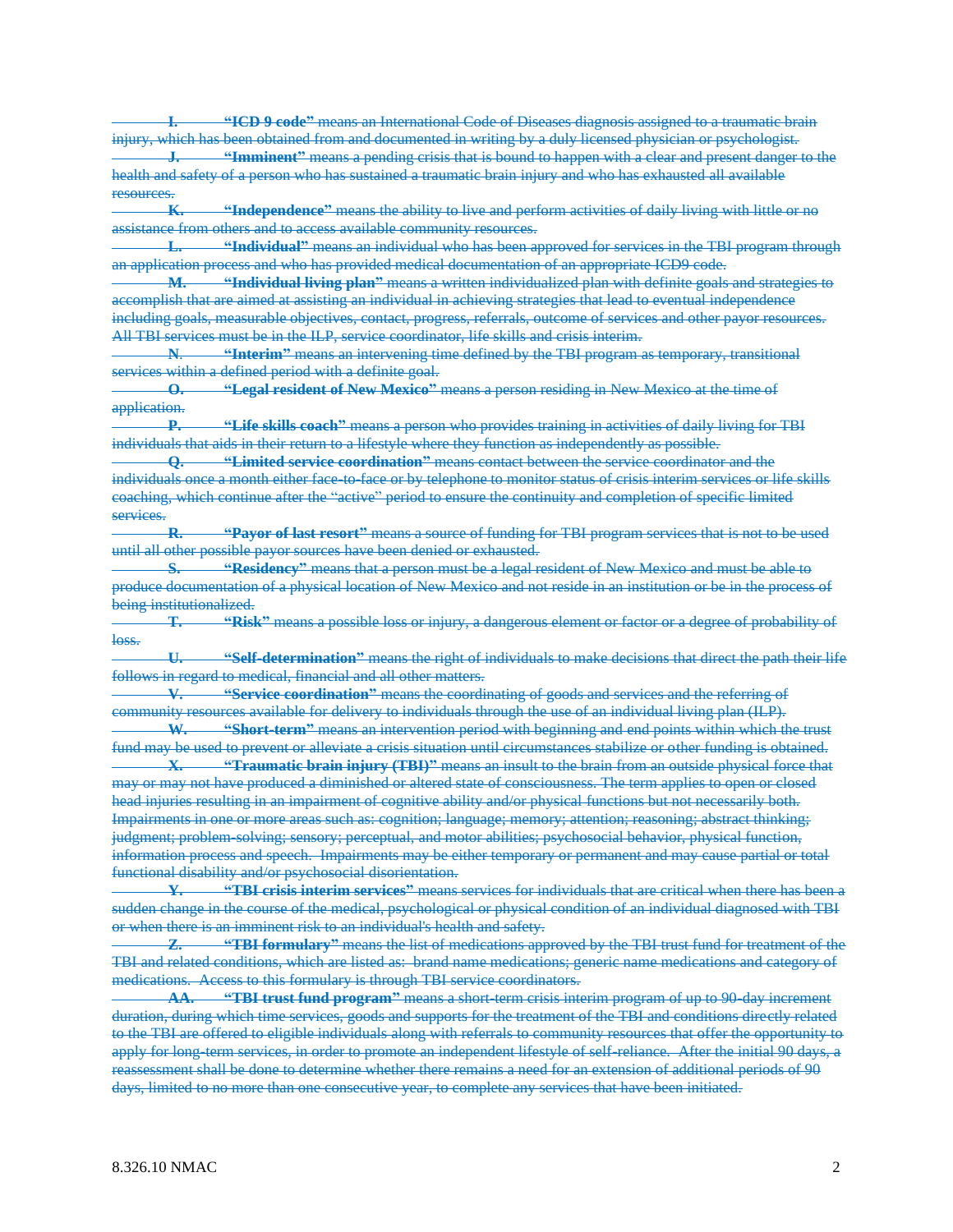~~**I. "ICD 9 code"** means an International Code of Diseases diagnosis assigned to a traumatic brain injury, which has been obtained from and documented in writing by a duly licensed physician or psychologist.~~

~~**J. "Imminent"** means a pending crisis that is bound to happen with a clear and present danger to the health and safety of a person who has sustained a traumatic brain injury and who has exhausted all available resources.~~

~~**K. "Independence"** means the ability to live and perform activities of daily living with little or no assistance from others and to access available community resources.~~

~~**L. "Individual"** means an individual who has been approved for services in the TBI program through an application process and who has provided medical documentation of an appropriate ICD9 code.~~

~~**M. "Individual living plan"** means a written individualized plan with definite goals and strategies to accomplish that are aimed at assisting an individual in achieving strategies that lead to eventual independence including goals, measurable objectives, contact, progress, referrals, outcome of services and other payor resources. All TBI services must be in the ILP, service coordinator, life skills and crisis interim.~~

~~**N. "Interim"** means an intervening time defined by the TBI program as temporary, transitional services within a defined period with a definite goal.~~

~~**O. "Legal resident of New Mexico"** means a person residing in New Mexico at the time of application.~~

~~**P. "Life skills coach"** means a person who provides training in activities of daily living for TBI individuals that aids in their return to a lifestyle where they function as independently as possible.~~

~~**Q. "Limited service coordination"** means contact between the service coordinator and the individuals once a month either face-to-face or by telephone to monitor status of crisis interim services or life skills coaching, which continue after the "active" period to ensure the continuity and completion of specific limited services.~~

~~**R. "Payor of last resort"** means a source of funding for TBI program services that is not to be used until all other possible payor sources have been denied or exhausted.~~

~~**S. "Residency"** means that a person must be a legal resident of New Mexico and must be able to produce documentation of a physical location of New Mexico and not reside in an institution or be in the process of being institutionalized.~~

~~**T. "Risk"** means a possible loss or injury, a dangerous element or factor or a degree of probability of loss.~~

~~**U. "Self-determination"** means the right of individuals to make decisions that direct the path their life follows in regard to medical, financial and all other matters.~~

~~**V. "Service coordination"** means the coordinating of goods and services and the referring of community resources available for delivery to individuals through the use of an individual living plan (ILP).~~

~~**W. "Short-term"** means an intervention period with beginning and end points within which the trust fund may be used to prevent or alleviate a crisis situation until circumstances stabilize or other funding is obtained.~~

~~**X. "Traumatic brain injury (TBI)"** means an insult to the brain from an outside physical force that may or may not have produced a diminished or altered state of consciousness. The term applies to open or closed head injuries resulting in an impairment of cognitive ability and/or physical functions but not necessarily both. Impairments in one or more areas such as: cognition; language; memory; attention; reasoning; abstract thinking; judgment; problem-solving; sensory; perceptual, and motor abilities; psychosocial behavior, physical function, information process and speech. Impairments may be either temporary or permanent and may cause partial or total functional disability and/or psychosocial disorientation.~~

~~**Y. "TBI crisis interim services"** means services for individuals that are critical when there has been a sudden change in the course of the medical, psychological or physical condition of an individual diagnosed with TBI or when there is an imminent risk to an individual's health and safety.~~

~~**Z. "TBI formulary"** means the list of medications approved by the TBI trust fund for treatment of the TBI and related conditions, which are listed as: brand name medications; generic name medications and category of medications. Access to this formulary is through TBI service coordinators.~~

~~**AA. "TBI trust fund program"** means a short-term crisis interim program of up to 90-day increment duration, during which time services, goods and supports for the treatment of the TBI and conditions directly related to the TBI are offered to eligible individuals along with referrals to community resources that offer the opportunity to apply for long-term services, in order to promote an independent lifestyle of self-reliance. After the initial 90 days, a reassessment shall be done to determine whether there remains a need for an extension of additional periods of 90 days, limited to no more than one consecutive year, to complete any services that have been initiated.~~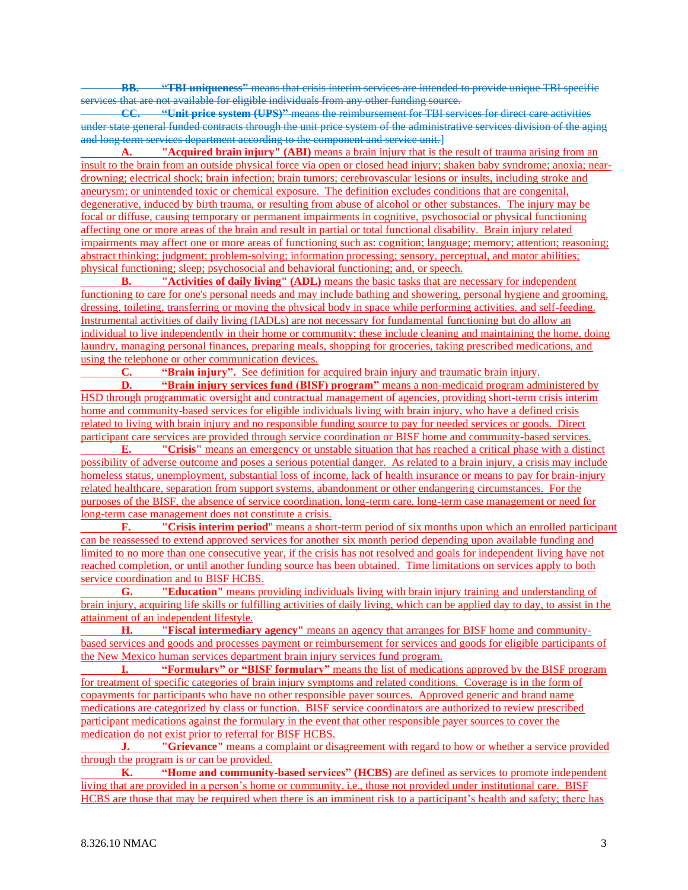~~**BB.** **"TBI uniqueness"** means that crisis interim services are intended to provide unique TBI specific services that are not available for eligible individuals from any other funding source.~~

~~**CC.** **"Unit price system (UPS)"** means the reimbursement for TBI services for direct care activities under state general funded contracts through the unit price system of the administrative services division of the aging and long term services department according to the component and service unit.~~]

**A.** **"Acquired brain injury" (ABI)** means a brain injury that is the result of trauma arising from an insult to the brain from an outside physical force via open or closed head injury; shaken baby syndrome; anoxia; near-drowning; electrical shock; brain infection; brain tumors; cerebrovascular lesions or insults, including stroke and aneurysm; or unintended toxic or chemical exposure. The definition excludes conditions that are congenital, degenerative, induced by birth trauma, or resulting from abuse of alcohol or other substances. The injury may be focal or diffuse, causing temporary or permanent impairments in cognitive, psychosocial or physical functioning affecting one or more areas of the brain and result in partial or total functional disability. Brain injury related impairments may affect one or more areas of functioning such as: cognition; language; memory; attention; reasoning; abstract thinking; judgment; problem-solving; information processing; sensory, perceptual, and motor abilities; physical functioning; sleep; psychosocial and behavioral functioning; and, or speech.

**B.** **"Activities of daily living" (ADL)** means the basic tasks that are necessary for independent functioning to care for one's personal needs and may include bathing and showering, personal hygiene and grooming, dressing, toileting, transferring or moving the physical body in space while performing activities, and self-feeding. Instrumental activities of daily living (IADLs) are not necessary for fundamental functioning but do allow an individual to live independently in their home or community; these include cleaning and maintaining the home, doing laundry, managing personal finances, preparing meals, shopping for groceries, taking prescribed medications, and using the telephone or other communication devices.

**C.** **"Brain injury".** See definition for acquired brain injury and traumatic brain injury.

**D.** **"Brain injury services fund (BISF) program"** means a non-medicaid program administered by HSD through programmatic oversight and contractual management of agencies, providing short-term crisis interim home and community-based services for eligible individuals living with brain injury, who have a defined crisis related to living with brain injury and no responsible funding source to pay for needed services or goods. Direct participant care services are provided through service coordination or BISF home and community-based services.

**E.** **"Crisis"** means an emergency or unstable situation that has reached a critical phase with a distinct possibility of adverse outcome and poses a serious potential danger. As related to a brain injury, a crisis may include homeless status, unemployment, substantial loss of income, lack of health insurance or means to pay for brain-injury related healthcare, separation from support systems, abandonment or other endangering circumstances. For the purposes of the BISF, the absence of service coordination, long-term care, long-term case management or need for long-term case management does not constitute a crisis.

**F.** **"Crisis interim period"** means a short-term period of six months upon which an enrolled participant can be reassessed to extend approved services for another six month period depending upon available funding and limited to no more than one consecutive year, if the crisis has not resolved and goals for independent living have not reached completion, or until another funding source has been obtained. Time limitations on services apply to both service coordination and to BISF HCBS.

**G.** **"Education"** means providing individuals living with brain injury training and understanding of brain injury, acquiring life skills or fulfilling activities of daily living, which can be applied day to day, to assist in the attainment of an independent lifestyle.

**H.** **"Fiscal intermediary agency"** means an agency that arranges for BISF home and community-based services and goods and processes payment or reimbursement for services and goods for eligible participants of the New Mexico human services department brain injury services fund program.

**I.** **"Formulary" or "BISF formulary"** means the list of medications approved by the BISF program for treatment of specific categories of brain injury symptoms and related conditions. Coverage is in the form of copayments for participants who have no other responsible payer sources. Approved generic and brand name medications are categorized by class or function. BISF service coordinators are authorized to review prescribed participant medications against the formulary in the event that other responsible payer sources to cover the medication do not exist prior to referral for BISF HCBS.

**J.** **"Grievance"** means a complaint or disagreement with regard to how or whether a service provided through the program is or can be provided.

**K.** **"Home and community-based services" (HCBS)** are defined as services to promote independent living that are provided in a person's home or community, i.e., those not provided under institutional care. BISF HCBS are those that may be required when there is an imminent risk to a participant's health and safety; there has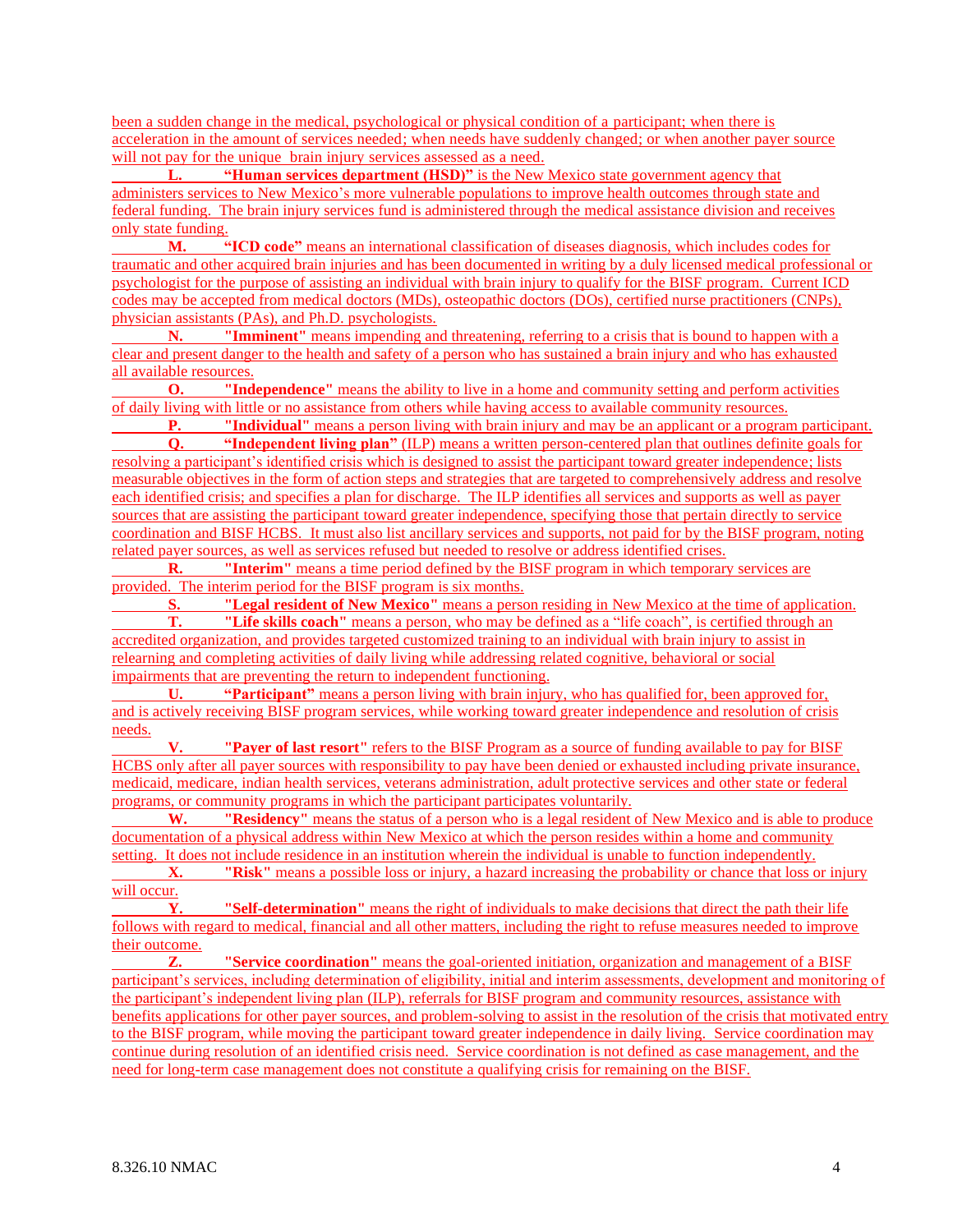been a sudden change in the medical, psychological or physical condition of a participant; when there is acceleration in the amount of services needed; when needs have suddenly changed; or when another payer source will not pay for the unique brain injury services assessed as a need.

**L.** **"Human services department (HSD)"** is the New Mexico state government agency that administers services to New Mexico's more vulnerable populations to improve health outcomes through state and federal funding. The brain injury services fund is administered through the medical assistance division and receives only state funding.

**M.** **"ICD code"** means an international classification of diseases diagnosis, which includes codes for traumatic and other acquired brain injuries and has been documented in writing by a duly licensed medical professional or psychologist for the purpose of assisting an individual with brain injury to qualify for the BISF program. Current ICD codes may be accepted from medical doctors (MDs), osteopathic doctors (DOs), certified nurse practitioners (CNPs), physician assistants (PAs), and Ph.D. psychologists.

**N.** **"Imminent"** means impending and threatening, referring to a crisis that is bound to happen with a clear and present danger to the health and safety of a person who has sustained a brain injury and who has exhausted all available resources.

**O.** **"Independence"** means the ability to live in a home and community setting and perform activities of daily living with little or no assistance from others while having access to available community resources.

**P.** **"Individual"** means a person living with brain injury and may be an applicant or a program participant.

**Q.** **"Independent living plan"** (ILP) means a written person-centered plan that outlines definite goals for resolving a participant's identified crisis which is designed to assist the participant toward greater independence; lists measurable objectives in the form of action steps and strategies that are targeted to comprehensively address and resolve each identified crisis; and specifies a plan for discharge. The ILP identifies all services and supports as well as payer sources that are assisting the participant toward greater independence, specifying those that pertain directly to service coordination and BISF HCBS. It must also list ancillary services and supports, not paid for by the BISF program, noting related payer sources, as well as services refused but needed to resolve or address identified crises.

**R.** **"Interim"** means a time period defined by the BISF program in which temporary services are provided. The interim period for the BISF program is six months.

**S.** **"Legal resident of New Mexico"** means a person residing in New Mexico at the time of application.

**T.** **"Life skills coach"** means a person, who may be defined as a "life coach", is certified through an accredited organization, and provides targeted customized training to an individual with brain injury to assist in relearning and completing activities of daily living while addressing related cognitive, behavioral or social impairments that are preventing the return to independent functioning.

**U.** **"Participant"** means a person living with brain injury, who has qualified for, been approved for, and is actively receiving BISF program services, while working toward greater independence and resolution of crisis needs.

**V.** **"Payer of last resort"** refers to the BISF Program as a source of funding available to pay for BISF HCBS only after all payer sources with responsibility to pay have been denied or exhausted including private insurance, medicaid, medicare, indian health services, veterans administration, adult protective services and other state or federal programs, or community programs in which the participant participates voluntarily.

**W.** **"Residency"** means the status of a person who is a legal resident of New Mexico and is able to produce documentation of a physical address within New Mexico at which the person resides within a home and community setting. It does not include residence in an institution wherein the individual is unable to function independently.

**X.** **"Risk"** means a possible loss or injury, a hazard increasing the probability or chance that loss or injury will occur.

**Y.** **"Self-determination"** means the right of individuals to make decisions that direct the path their life follows with regard to medical, financial and all other matters, including the right to refuse measures needed to improve their outcome.

**Z.** **"Service coordination"** means the goal-oriented initiation, organization and management of a BISF participant's services, including determination of eligibility, initial and interim assessments, development and monitoring of the participant's independent living plan (ILP), referrals for BISF program and community resources, assistance with benefits applications for other payer sources, and problem-solving to assist in the resolution of the crisis that motivated entry to the BISF program, while moving the participant toward greater independence in daily living. Service coordination may continue during resolution of an identified crisis need. Service coordination is not defined as case management, and the need for long-term case management does not constitute a qualifying crisis for remaining on the BISF.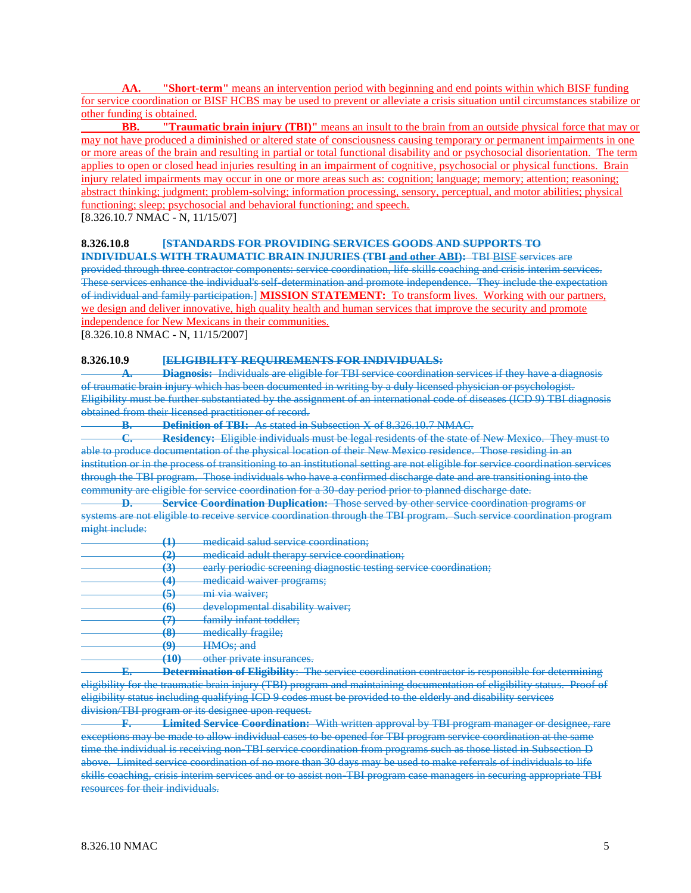**AA. "Short-term"** means an intervention period with beginning and end points within which BISF funding for service coordination or BISF HCBS may be used to prevent or alleviate a crisis situation until circumstances stabilize or other funding is obtained.

**BB. "Traumatic brain injury (TBI)"** means an insult to the brain from an outside physical force that may or may not have produced a diminished or altered state of consciousness causing temporary or permanent impairments in one or more areas of the brain and resulting in partial or total functional disability and or psychosocial disorientation. The term applies to open or closed head injuries resulting in an impairment of cognitive, psychosocial or physical functions. Brain injury related impairments may occur in one or more areas such as: cognition; language; memory; attention; reasoning; abstract thinking; judgment; problem-solving; information processing, sensory, perceptual, and motor abilities; physical functioning; sleep; psychosocial and behavioral functioning; and speech.

[8.326.10.7 NMAC - N, 11/15/07]

**8.326.10.8 ~~[STANDARDS FOR PROVIDING SERVICES GOODS AND SUPPORTS TO INDIVIDUALS WITH TRAUMATIC BRAIN INJURIES (TBI and other ABI):~~** ~~TBI BISF services are provided through three contractor components: service coordination, life skills coaching and crisis interim services. These services enhance the individual's self-determination and promote independence. They include the expectation of individual and family participation.]~~ **MISSION STATEMENT:** To transform lives. Working with our partners, we design and deliver innovative, high quality health and human services that improve the security and promote independence for New Mexicans in their communities.

[8.326.10.8 NMAC - N, 11/15/2007]

**8.326.10.9 ~~[ELIGIBILITY REQUIREMENTS FOR INDIVIDUALS:~~**

~~**A. Diagnosis:** Individuals are eligible for TBI service coordination services if they have a diagnosis of traumatic brain injury which has been documented in writing by a duly licensed physician or psychologist. Eligibility must be further substantiated by the assignment of an international code of diseases (ICD 9) TBI diagnosis obtained from their licensed practitioner of record.~~

~~**B. Definition of TBI:** As stated in Subsection X of 8.326.10.7 NMAC.~~

~~**C. Residency:** Eligible individuals must be legal residents of the state of New Mexico. They must to able to produce documentation of the physical location of their New Mexico residence. Those residing in an institution or in the process of transitioning to an institutional setting are not eligible for service coordination services through the TBI program. Those individuals who have a confirmed discharge date and are transitioning into the community are eligible for service coordination for a 30-day period prior to planned discharge date.~~

~~**D. Service Coordination Duplication:** Those served by other service coordination programs or systems are not eligible to receive service coordination through the TBI program. Such service coordination program might include:~~

~~**(1)** medicaid salud service coordination;~~
~~**(2)** medicaid adult therapy service coordination;~~
~~**(3)** early periodic screening diagnostic testing service coordination;~~
~~**(4)** medicaid waiver programs;~~
~~**(5)** mi via waiver;~~
~~**(6)** developmental disability waiver;~~
~~**(7)** family infant toddler;~~
~~**(8)** medically fragile;~~
~~**(9)** HMOs; and~~
~~**(10)** other private insurances.~~

~~**E. Determination of Eligibility**: The service coordination contractor is responsible for determining eligibility for the traumatic brain injury (TBI) program and maintaining documentation of eligibility status. Proof of eligibility status including qualifying ICD 9 codes must be provided to the elderly and disability services division/TBI program or its designee upon request.~~

~~**F. Limited Service Coordination:** With written approval by TBI program manager or designee, rare exceptions may be made to allow individual cases to be opened for TBI program service coordination at the same time the individual is receiving non-TBI service coordination from programs such as those listed in Subsection D above. Limited service coordination of no more than 30 days may be used to make referrals of individuals to life skills coaching, crisis interim services and or to assist non-TBI program case managers in securing appropriate TBI resources for their individuals.~~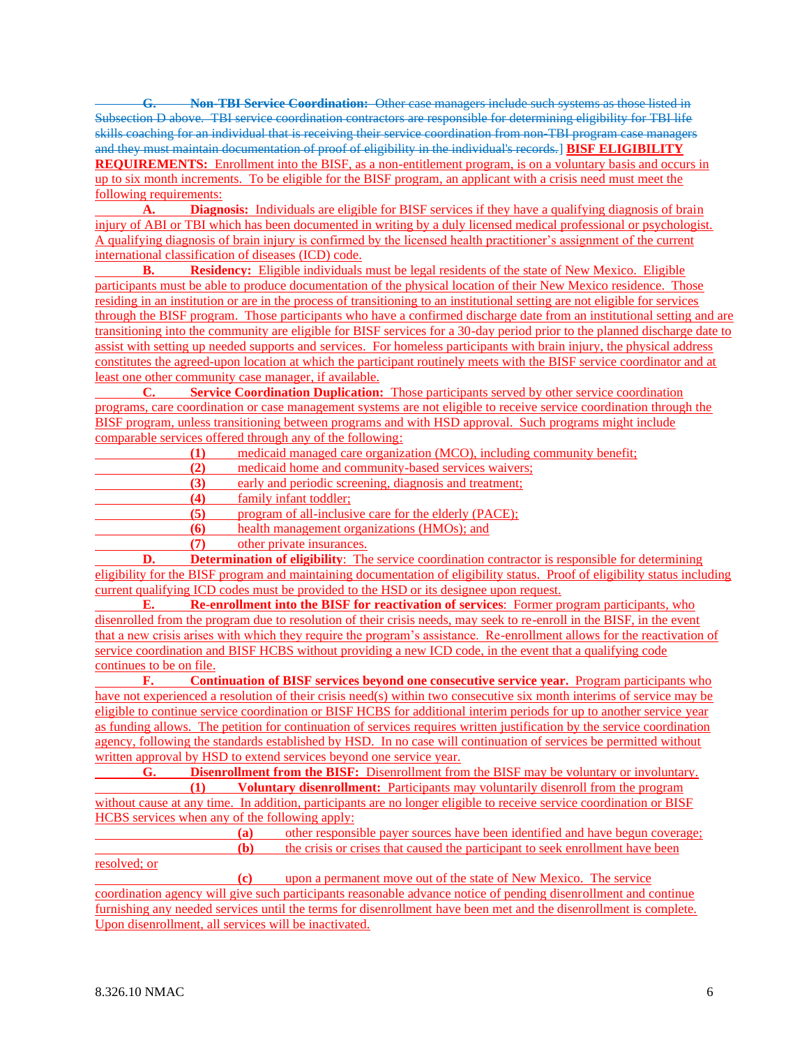~~**G. Non-TBI Service Coordination:** Other case managers include such systems as those listed in Subsection D above. TBI service coordination contractors are responsible for determining eligibility for TBI life skills coaching for an individual that is receiving their service coordination from non-TBI program case managers and they must maintain documentation of proof of eligibility in the individual's records.~~] **BISF ELIGIBILITY REQUIREMENTS:** Enrollment into the BISF, as a non-entitlement program, is on a voluntary basis and occurs in up to six month increments. To be eligible for the BISF program, an applicant with a crisis need must meet the following requirements:

**A. Diagnosis:** Individuals are eligible for BISF services if they have a qualifying diagnosis of brain injury of ABI or TBI which has been documented in writing by a duly licensed medical professional or psychologist. A qualifying diagnosis of brain injury is confirmed by the licensed health practitioner's assignment of the current international classification of diseases (ICD) code.

**B. Residency:** Eligible individuals must be legal residents of the state of New Mexico. Eligible participants must be able to produce documentation of the physical location of their New Mexico residence. Those residing in an institution or are in the process of transitioning to an institutional setting are not eligible for services through the BISF program. Those participants who have a confirmed discharge date from an institutional setting and are transitioning into the community are eligible for BISF services for a 30-day period prior to the planned discharge date to assist with setting up needed supports and services. For homeless participants with brain injury, the physical address constitutes the agreed-upon location at which the participant routinely meets with the BISF service coordinator and at least one other community case manager, if available.

**C. Service Coordination Duplication:** Those participants served by other service coordination programs, care coordination or case management systems are not eligible to receive service coordination through the BISF program, unless transitioning between programs and with HSD approval. Such programs might include comparable services offered through any of the following:

**(1)** medicaid managed care organization (MCO), including community benefit;
**(2)** medicaid home and community-based services waivers;
**(3)** early and periodic screening, diagnosis and treatment;
**(4)** family infant toddler;
**(5)** program of all-inclusive care for the elderly (PACE);
**(6)** health management organizations (HMOs); and
**(7)** other private insurances.

**D. Determination of eligibility**: The service coordination contractor is responsible for determining eligibility for the BISF program and maintaining documentation of eligibility status. Proof of eligibility status including current qualifying ICD codes must be provided to the HSD or its designee upon request.

**E. Re-enrollment into the BISF for reactivation of services**: Former program participants, who disenrolled from the program due to resolution of their crisis needs, may seek to re-enroll in the BISF, in the event that a new crisis arises with which they require the program's assistance. Re-enrollment allows for the reactivation of service coordination and BISF HCBS without providing a new ICD code, in the event that a qualifying code continues to be on file.

**F. Continuation of BISF services beyond one consecutive service year.** Program participants who have not experienced a resolution of their crisis need(s) within two consecutive six month interims of service may be eligible to continue service coordination or BISF HCBS for additional interim periods for up to another service year as funding allows. The petition for continuation of services requires written justification by the service coordination agency, following the standards established by HSD. In no case will continuation of services be permitted without written approval by HSD to extend services beyond one service year.

**G. Disenrollment from the BISF:** Disenrollment from the BISF may be voluntary or involuntary.

**(1) Voluntary disenrollment:** Participants may voluntarily disenroll from the program without cause at any time. In addition, participants are no longer eligible to receive service coordination or BISF HCBS services when any of the following apply:

**(a)** other responsible payer sources have been identified and have begun coverage;
**(b)** the crisis or crises that caused the participant to seek enrollment have been resolved; or
**(c)** upon a permanent move out of the state of New Mexico. The service coordination agency will give such participants reasonable advance notice of pending disenrollment and continue furnishing any needed services until the terms for disenrollment have been met and the disenrollment is complete. Upon disenrollment, all services will be inactivated.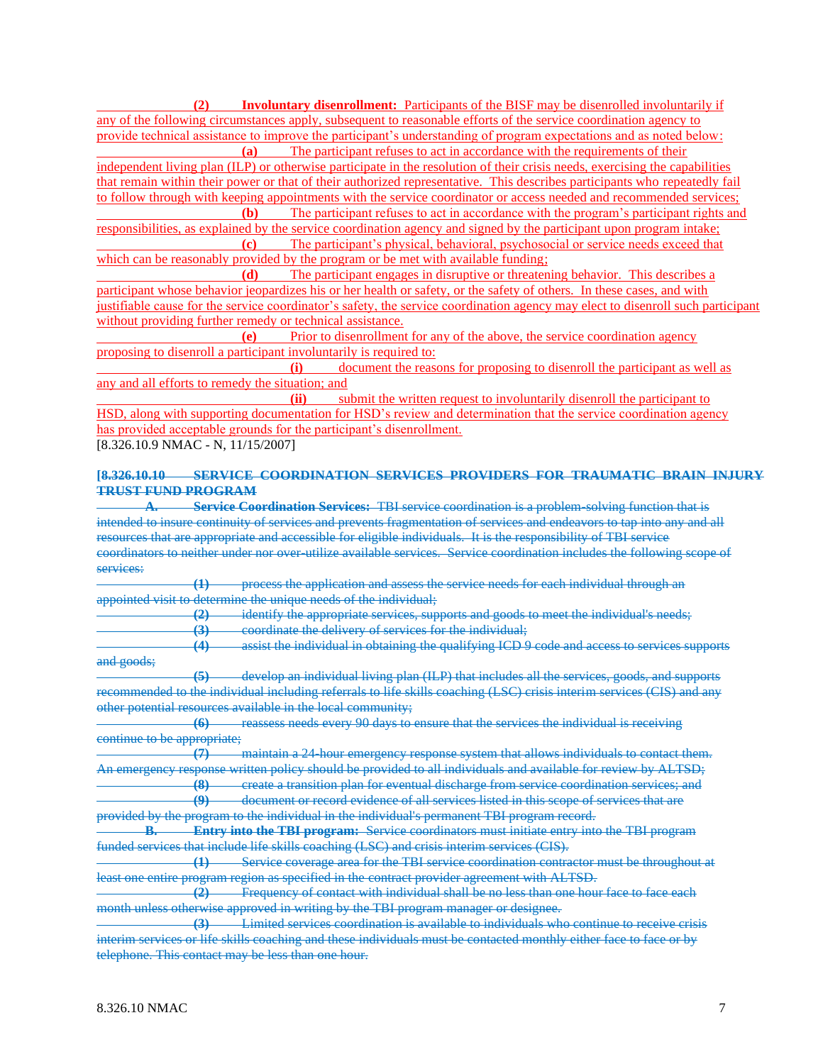**(2) Involuntary disenrollment:** Participants of the BISF may be disenrolled involuntarily if any of the following circumstances apply, subsequent to reasonable efforts of the service coordination agency to provide technical assistance to improve the participant's understanding of program expectations and as noted below:

**(a)** The participant refuses to act in accordance with the requirements of their independent living plan (ILP) or otherwise participate in the resolution of their crisis needs, exercising the capabilities that remain within their power or that of their authorized representative. This describes participants who repeatedly fail to follow through with keeping appointments with the service coordinator or access needed and recommended services;

**(b)** The participant refuses to act in accordance with the program's participant rights and responsibilities, as explained by the service coordination agency and signed by the participant upon program intake;

**(c)** The participant's physical, behavioral, psychosocial or service needs exceed that which can be reasonably provided by the program or be met with available funding;

**(d)** The participant engages in disruptive or threatening behavior. This describes a participant whose behavior jeopardizes his or her health or safety, or the safety of others. In these cases, and with justifiable cause for the service coordinator's safety, the service coordination agency may elect to disenroll such participant without providing further remedy or technical assistance.

**(e)** Prior to disenrollment for any of the above, the service coordination agency proposing to disenroll a participant involuntarily is required to:

**(i)** document the reasons for proposing to disenroll the participant as well as any and all efforts to remedy the situation; and

**(ii)** submit the written request to involuntarily disenroll the participant to HSD, along with supporting documentation for HSD's review and determination that the service coordination agency has provided acceptable grounds for the participant's disenrollment.

[8.326.10.9 NMAC - N, 11/15/2007]

~~**[8.326.10.10 SERVICE COORDINATION SERVICES PROVIDERS FOR TRAUMATIC BRAIN INJURY TRUST FUND PROGRAM**~~

~~**A. Service Coordination Services:** TBI service coordination is a problem-solving function that is intended to insure continuity of services and prevents fragmentation of services and endeavors to tap into any and all resources that are appropriate and accessible for eligible individuals. It is the responsibility of TBI service coordinators to neither under nor over-utilize available services. Service coordination includes the following scope of services:~~

~~**(1)** process the application and assess the service needs for each individual through an appointed visit to determine the unique needs of the individual;~~

~~**(2)** identify the appropriate services, supports and goods to meet the individual's needs;~~

~~**(3)** coordinate the delivery of services for the individual;~~

~~**(4)** assist the individual in obtaining the qualifying ICD 9 code and access to services supports and goods;~~

~~**(5)** develop an individual living plan (ILP) that includes all the services, goods, and supports recommended to the individual including referrals to life skills coaching (LSC) crisis interim services (CIS) and any other potential resources available in the local community;~~

~~**(6)** reassess needs every 90 days to ensure that the services the individual is receiving continue to be appropriate;~~

~~**(7)** maintain a 24-hour emergency response system that allows individuals to contact them. An emergency response written policy should be provided to all individuals and available for review by ALTSD;~~

~~**(8)** create a transition plan for eventual discharge from service coordination services; and~~

~~**(9)** document or record evidence of all services listed in this scope of services that are provided by the program to the individual in the individual's permanent TBI program record.~~

~~**B. Entry into the TBI program:** Service coordinators must initiate entry into the TBI program funded services that include life skills coaching (LSC) and crisis interim services (CIS).~~

~~**(1)** Service coverage area for the TBI service coordination contractor must be throughout at least one entire program region as specified in the contract provider agreement with ALTSD.~~

~~**(2)** Frequency of contact with individual shall be no less than one hour face to face each month unless otherwise approved in writing by the TBI program manager or designee.~~

~~**(3)** Limited services coordination is available to individuals who continue to receive crisis interim services or life skills coaching and these individuals must be contacted monthly either face to face or by telephone. This contact may be less than one hour.~~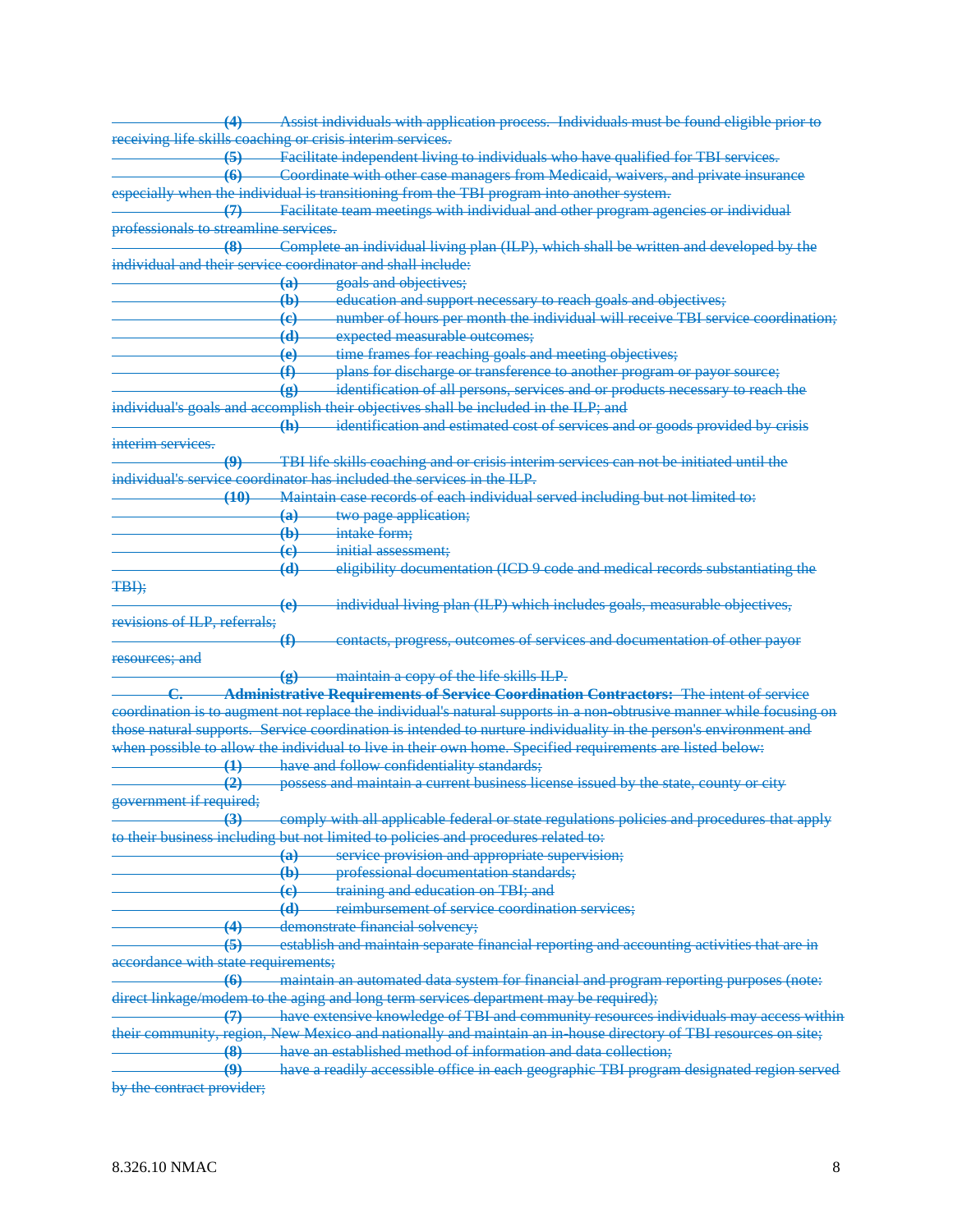~~**(4)** Assist individuals with application process. Individuals must be found eligible prior to receiving life skills coaching or crisis interim services.~~

~~**(5)** Facilitate independent living to individuals who have qualified for TBI services.~~

~~**(6)** Coordinate with other case managers from Medicaid, waivers, and private insurance especially when the individual is transitioning from the TBI program into another system.~~

~~**(7)** Facilitate team meetings with individual and other program agencies or individual professionals to streamline services.~~

~~**(8)** Complete an individual living plan (ILP), which shall be written and developed by the individual and their service coordinator and shall include:~~

~~**(a)** goals and objectives;~~

~~**(b)** education and support necessary to reach goals and objectives;~~

~~**(c)** number of hours per month the individual will receive TBI service coordination;~~

~~**(d)** expected measurable outcomes;~~

~~**(e)** time frames for reaching goals and meeting objectives;~~

~~**(f)** plans for discharge or transference to another program or payor source;~~

~~**(g)** identification of all persons, services and or products necessary to reach the individual's goals and accomplish their objectives shall be included in the ILP; and~~

~~**(h)** identification and estimated cost of services and or goods provided by crisis interim services.~~

~~**(9)** TBI life skills coaching and or crisis interim services can not be initiated until the individual's service coordinator has included the services in the ILP.~~

~~**(10)** Maintain case records of each individual served including but not limited to:~~

~~**(a)** two page application;~~

~~**(b)** intake form;~~

~~**(c)** initial assessment;~~

~~**(d)** eligibility documentation (ICD 9 code and medical records substantiating the TBI);~~

~~**(e)** individual living plan (ILP) which includes goals, measurable objectives, revisions of ILP, referrals;~~

~~**(f)** contacts, progress, outcomes of services and documentation of other payor resources; and~~

~~**(g)** maintain a copy of the life skills ILP.~~

~~**C. Administrative Requirements of Service Coordination Contractors:** The intent of service coordination is to augment not replace the individual's natural supports in a non-obtrusive manner while focusing on those natural supports. Service coordination is intended to nurture individuality in the person's environment and when possible to allow the individual to live in their own home. Specified requirements are listed below:~~

~~**(1)** have and follow confidentiality standards;~~

~~**(2)** possess and maintain a current business license issued by the state, county or city government if required;~~

~~**(3)** comply with all applicable federal or state regulations policies and procedures that apply to their business including but not limited to policies and procedures related to:~~

~~**(a)** service provision and appropriate supervision;~~

~~**(b)** professional documentation standards;~~

~~**(c)** training and education on TBI; and~~

~~**(d)** reimbursement of service coordination services;~~

~~**(4)** demonstrate financial solvency;~~

~~**(5)** establish and maintain separate financial reporting and accounting activities that are in accordance with state requirements;~~

~~**(6)** maintain an automated data system for financial and program reporting purposes (note: direct linkage/modem to the aging and long term services department may be required);~~

~~**(7)** have extensive knowledge of TBI and community resources individuals may access within their community, region, New Mexico and nationally and maintain an in-house directory of TBI resources on site;~~

~~**(8)** have an established method of information and data collection;~~

~~**(9)** have a readily accessible office in each geographic TBI program designated region served by the contract provider;~~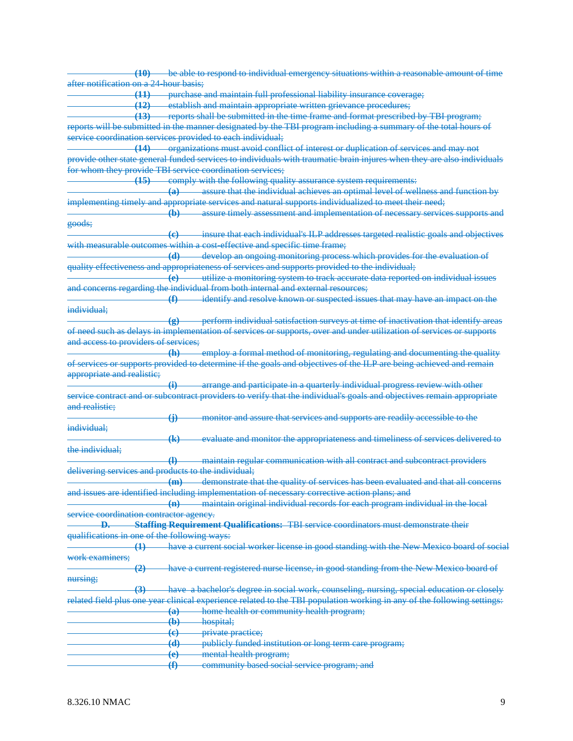~~**(10)** be able to respond to individual emergency situations within a reasonable amount of time after notification on a 24-hour basis;~~

~~**(11)** purchase and maintain full professional liability insurance coverage;~~

~~**(12)** establish and maintain appropriate written grievance procedures;~~

~~**(13)** reports shall be submitted in the time frame and format prescribed by TBI program; reports will be submitted in the manner designated by the TBI program including a summary of the total hours of service coordination services provided to each individual;~~

~~**(14)** organizations must avoid conflict of interest or duplication of services and may not provide other state general funded services to individuals with traumatic brain injures when they are also individuals for whom they provide TBI service coordination services;~~

~~**(15)** comply with the following quality assurance system requirements:~~

~~**(a)** assure that the individual achieves an optimal level of wellness and function by implementing timely and appropriate services and natural supports individualized to meet their need;~~

~~**(b)** assure timely assessment and implementation of necessary services supports and goods;~~

~~**(c)** insure that each individual's ILP addresses targeted realistic goals and objectives with measurable outcomes within a cost-effective and specific time frame;~~

~~**(d)** develop an ongoing monitoring process which provides for the evaluation of quality effectiveness and appropriateness of services and supports provided to the individual;~~

~~**(e)** utilize a monitoring system to track accurate data reported on individual issues and concerns regarding the individual from both internal and external resources;~~

~~**(f)** identify and resolve known or suspected issues that may have an impact on the individual;~~

~~**(g)** perform individual satisfaction surveys at time of inactivation that identify areas of need such as delays in implementation of services or supports, over and under utilization of services or supports and access to providers of services;~~

~~**(h)** employ a formal method of monitoring, regulating and documenting the quality of services or supports provided to determine if the goals and objectives of the ILP are being achieved and remain appropriate and realistic;~~

~~**(i)** arrange and participate in a quarterly individual progress review with other service contract and or subcontract providers to verify that the individual's goals and objectives remain appropriate and realistic;~~

~~**(j)** monitor and assure that services and supports are readily accessible to the individual;~~

~~**(k)** evaluate and monitor the appropriateness and timeliness of services delivered to the individual;~~

~~**(l)** maintain regular communication with all contract and subcontract providers delivering services and products to the individual;~~

~~**(m)** demonstrate that the quality of services has been evaluated and that all concerns and issues are identified including implementation of necessary corrective action plans; and~~

~~**(n)** maintain original individual records for each program individual in the local service coordination contractor agency.~~

~~**D. Staffing Requirement Qualifications:** TBI service coordinators must demonstrate their qualifications in one of the following ways:~~

~~**(1)** have a current social worker license in good standing with the New Mexico board of social work examiners;~~

~~**(2)** have a current registered nurse license, in good standing from the New Mexico board of nursing;~~

~~**(3)** have a bachelor's degree in social work, counseling, nursing, special education or closely related field plus one year clinical experience related to the TBI population working in any of the following settings:~~

~~**(a)** home health or community health program;~~

~~**(b)** hospital;~~

~~**(c)** private practice;~~

~~**(d)** publicly funded institution or long term care program;~~

~~**(e)** mental health program;~~

~~**(f)** community based social service program; and~~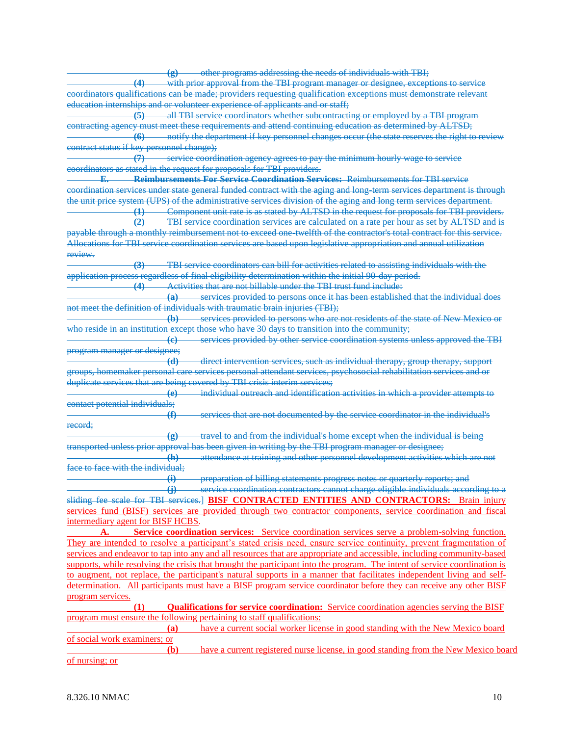~~(g) other programs addressing the needs of individuals with TBI;~~

~~(4) with prior approval from the TBI program manager or designee, exceptions to service coordinators qualifications can be made; providers requesting qualification exceptions must demonstrate relevant education internships and or volunteer experience of applicants and or staff;~~

~~(5) all TBI service coordinators whether subcontracting or employed by a TBI program contracting agency must meet these requirements and attend continuing education as determined by ALTSD;~~

~~(6) notify the department if key personnel changes occur (the state reserves the right to review contract status if key personnel change);~~

~~(7) service coordination agency agrees to pay the minimum hourly wage to service coordinators as stated in the request for proposals for TBI providers.~~

~~**E. Reimbursements For Service Coordination Services:** Reimbursements for TBI service coordination services under state general funded contract with the aging and long-term services department is through the unit price system (UPS) of the administrative services division of the aging and long term services department.~~

~~(1) Component unit rate is as stated by ALTSD in the request for proposals for TBI providers.~~

~~(2) TBI service coordination services are calculated on a rate per hour as set by ALTSD and is payable through a monthly reimbursement not to exceed one-twelfth of the contractor's total contract for this service. Allocations for TBI service coordination services are based upon legislative appropriation and annual utilization review.~~

~~(3) TBI service coordinators can bill for activities related to assisting individuals with the application process regardless of final eligibility determination within the initial 90-day period.~~

~~(4) Activities that are not billable under the TBI trust fund include:~~

~~(a) services provided to persons once it has been established that the individual does not meet the definition of individuals with traumatic brain injuries (TBI);~~

~~(b) services provided to persons who are not residents of the state of New Mexico or who reside in an institution except those who have 30 days to transition into the community;~~

~~(c) services provided by other service coordination systems unless approved the TBI program manager or designee;~~

~~(d) direct intervention services, such as individual therapy, group therapy, support groups, homemaker personal care services personal attendant services, psychosocial rehabilitation services and or duplicate services that are being covered by TBI crisis interim services;~~

~~(e) individual outreach and identification activities in which a provider attempts to contact potential individuals;~~

~~(f) services that are not documented by the service coordinator in the individual's record;~~

~~(g) travel to and from the individual's home except when the individual is being transported unless prior approval has been given in writing by the TBI program manager or designee;~~

~~(h) attendance at training and other personnel development activities which are not face to face with the individual;~~

~~(i) preparation of billing statements progress notes or quarterly reports; and~~

~~(j) service coordination contractors cannot charge eligible individuals according to a sliding fee scale for TBI services.~~] **BISF CONTRACTED ENTITIES AND CONTRACTORS:** Brain injury services fund (BISF) services are provided through two contractor components, service coordination and fiscal intermediary agent for BISF HCBS.

**A. Service coordination services:** Service coordination services serve a problem-solving function. They are intended to resolve a participant's stated crisis need, ensure service continuity, prevent fragmentation of services and endeavor to tap into any and all resources that are appropriate and accessible, including community-based supports, while resolving the crisis that brought the participant into the program. The intent of service coordination is to augment, not replace, the participant's natural supports in a manner that facilitates independent living and self-determination. All participants must have a BISF program service coordinator before they can receive any other BISF program services.

**(1) Qualifications for service coordination:** Service coordination agencies serving the BISF program must ensure the following pertaining to staff qualifications:

**(a)** have a current social worker license in good standing with the New Mexico board of social work examiners; or

**(b)** have a current registered nurse license, in good standing from the New Mexico board of nursing; or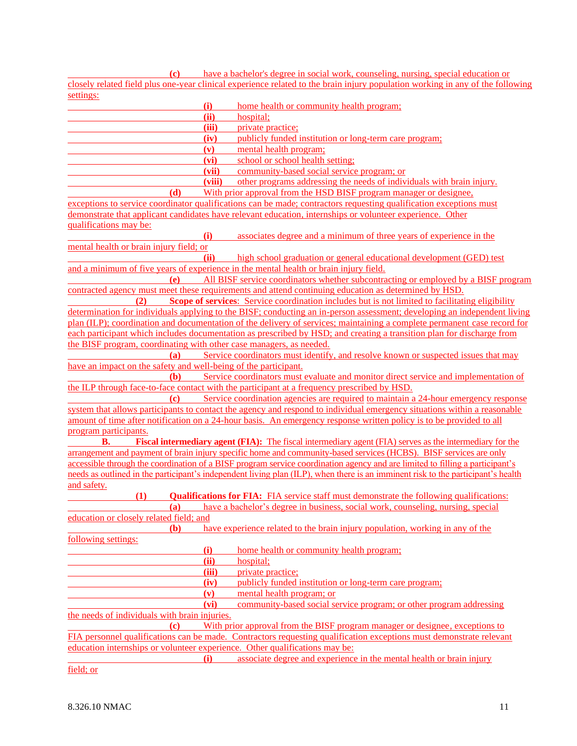**(c)** have a bachelor's degree in social work, counseling, nursing, special education or closely related field plus one-year clinical experience related to the brain injury population working in any of the following settings:

**(i)** home health or community health program;

**(ii)** hospital;

**(iii)** private practice;

**(iv)** publicly funded institution or long-term care program;

**(v)** mental health program;

**(vi)** school or school health setting;

**(vii)** community-based social service program; or

**(viii)** other programs addressing the needs of individuals with brain injury.

**(d)** With prior approval from the HSD BISF program manager or designee, exceptions to service coordinator qualifications can be made; contractors requesting qualification exceptions must demonstrate that applicant candidates have relevant education, internships or volunteer experience. Other qualifications may be:

**(i)** associates degree and a minimum of three years of experience in the mental health or brain injury field; or

**(ii)** high school graduation or general educational development (GED) test and a minimum of five years of experience in the mental health or brain injury field.

**(e)** All BISF service coordinators whether subcontracting or employed by a BISF program contracted agency must meet these requirements and attend continuing education as determined by HSD.

**(2)** **Scope of services**: Service coordination includes but is not limited to facilitating eligibility determination for individuals applying to the BISF; conducting an in-person assessment; developing an independent living plan (ILP); coordination and documentation of the delivery of services; maintaining a complete permanent case record for each participant which includes documentation as prescribed by HSD; and creating a transition plan for discharge from the BISF program, coordinating with other case managers, as needed.

**(a)** Service coordinators must identify, and resolve known or suspected issues that may have an impact on the safety and well-being of the participant.

**(b)** Service coordinators must evaluate and monitor direct service and implementation of the ILP through face-to-face contact with the participant at a frequency prescribed by HSD.

**(c)** Service coordination agencies are required to maintain a 24-hour emergency response system that allows participants to contact the agency and respond to individual emergency situations within a reasonable amount of time after notification on a 24-hour basis. An emergency response written policy is to be provided to all program participants.

**B.** **Fiscal intermediary agent (FIA):** The fiscal intermediary agent (FIA) serves as the intermediary for the arrangement and payment of brain injury specific home and community-based services (HCBS). BISF services are only accessible through the coordination of a BISF program service coordination agency and are limited to filling a participant's needs as outlined in the participant's independent living plan (ILP), when there is an imminent risk to the participant's health and safety.

**(1)** **Qualifications for FIA:** FIA service staff must demonstrate the following qualifications:

**(a)** have a bachelor's degree in business, social work, counseling, nursing, special education or closely related field; and

**(b)** have experience related to the brain injury population, working in any of the following settings:

**(i)** home health or community health program;

**(ii)** hospital;

**(iii)** private practice;

**(iv)** publicly funded institution or long-term care program;

**(v)** mental health program; or

**(vi)** community-based social service program; or other program addressing the needs of individuals with brain injuries.

**(c)** With prior approval from the BISF program manager or designee, exceptions to FIA personnel qualifications can be made. Contractors requesting qualification exceptions must demonstrate relevant education internships or volunteer experience. Other qualifications may be:

**(i)** associate degree and experience in the mental health or brain injury field; or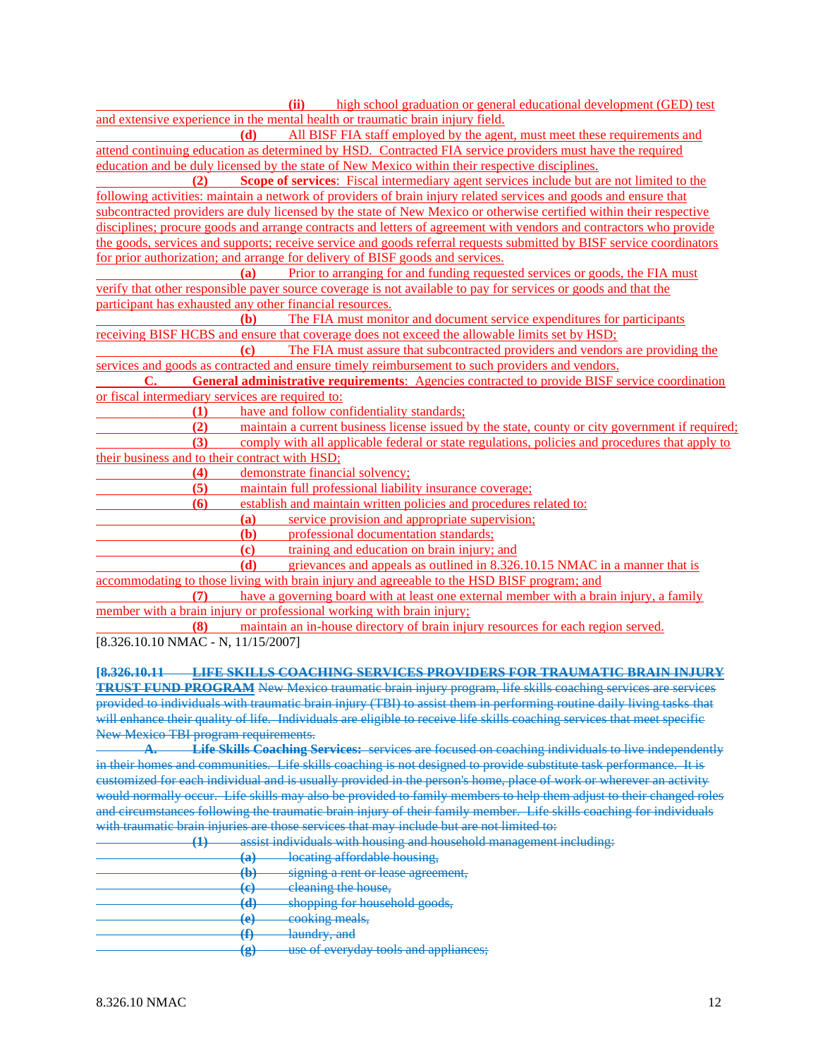(ii) high school graduation or general educational development (GED) test and extensive experience in the mental health or traumatic brain injury field.

(d) All BISF FIA staff employed by the agent, must meet these requirements and attend continuing education as determined by HSD. Contracted FIA service providers must have the required education and be duly licensed by the state of New Mexico within their respective disciplines.

(2) **Scope of services**: Fiscal intermediary agent services include but are not limited to the following activities: maintain a network of providers of brain injury related services and goods and ensure that subcontracted providers are duly licensed by the state of New Mexico or otherwise certified within their respective disciplines; procure goods and arrange contracts and letters of agreement with vendors and contractors who provide the goods, services and supports; receive service and goods referral requests submitted by BISF service coordinators for prior authorization; and arrange for delivery of BISF goods and services.

(a) Prior to arranging for and funding requested services or goods, the FIA must verify that other responsible payer source coverage is not available to pay for services or goods and that the participant has exhausted any other financial resources.

(b) The FIA must monitor and document service expenditures for participants receiving BISF HCBS and ensure that coverage does not exceed the allowable limits set by HSD;

(c) The FIA must assure that subcontracted providers and vendors are providing the services and goods as contracted and ensure timely reimbursement to such providers and vendors.

**C. General administrative requirements**: Agencies contracted to provide BISF service coordination or fiscal intermediary services are required to:

(1) have and follow confidentiality standards;

(2) maintain a current business license issued by the state, county or city government if required;

(3) comply with all applicable federal or state regulations, policies and procedures that apply to their business and to their contract with HSD;

(4) demonstrate financial solvency;

(5) maintain full professional liability insurance coverage;

(6) establish and maintain written policies and procedures related to:

(a) service provision and appropriate supervision;

(b) professional documentation standards;

(c) training and education on brain injury; and

(d) grievances and appeals as outlined in 8.326.10.15 NMAC in a manner that is accommodating to those living with brain injury and agreeable to the HSD BISF program; and

(7) have a governing board with at least one external member with a brain injury, a family member with a brain injury or professional working with brain injury;

(8) maintain an in-house directory of brain injury resources for each region served.

[8.326.10.10 NMAC - N, 11/15/2007]

~~**[8.326.10.11 LIFE SKILLS COACHING SERVICES PROVIDERS FOR TRAUMATIC BRAIN INJURY TRUST FUND PROGRAM** New Mexico traumatic brain injury program, life skills coaching services are services provided to individuals with traumatic brain injury (TBI) to assist them in performing routine daily living tasks that will enhance their quality of life. Individuals are eligible to receive life skills coaching services that meet specific New Mexico TBI program requirements.~~

~~**A. Life Skills Coaching Services:** services are focused on coaching individuals to live independently in their homes and communities. Life skills coaching is not designed to provide substitute task performance. It is customized for each individual and is usually provided in the person's home, place of work or wherever an activity would normally occur. Life skills may also be provided to family members to help them adjust to their changed roles and circumstances following the traumatic brain injury of their family member. Life skills coaching for individuals with traumatic brain injuries are those services that may include but are not limited to:~~

~~(1) assist individuals with housing and household management including:~~

~~(a) locating affordable housing,~~

~~(b) signing a rent or lease agreement,~~

~~(c) cleaning the house,~~

~~(d) shopping for household goods,~~

~~(e) cooking meals,~~

~~(f) laundry, and~~

~~(g) use of everyday tools and appliances;~~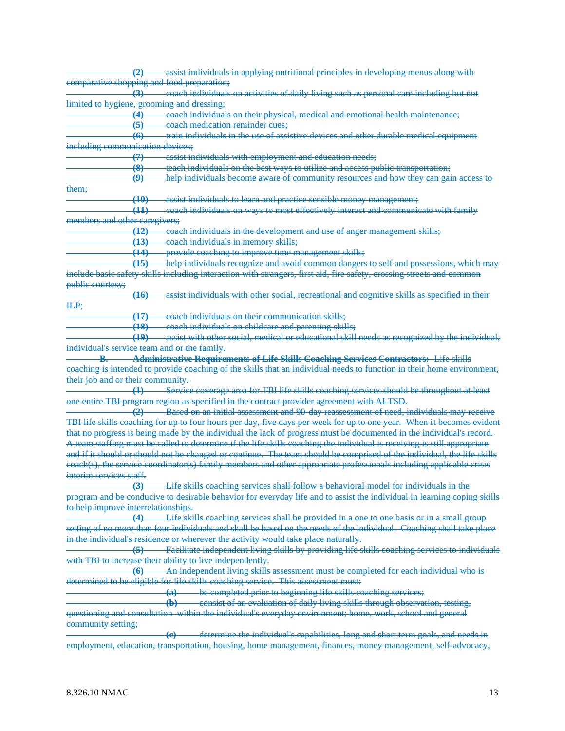**(2)** assist individuals in applying nutritional principles in developing menus along with comparative shopping and food preparation;

**(3)** coach individuals on activities of daily living such as personal care including but not limited to hygiene, grooming and dressing;

**(4)** coach individuals on their physical, medical and emotional health maintenance;

**(5)** coach medication reminder cues;

**(6)** train individuals in the use of assistive devices and other durable medical equipment including communication devices;

**(7)** assist individuals with employment and education needs;

**(8)** teach individuals on the best ways to utilize and access public transportation;

**(9)** help individuals become aware of community resources and how they can gain access to them;

**(10)** assist individuals to learn and practice sensible money management;

**(11)** coach individuals on ways to most effectively interact and communicate with family members and other caregivers;

**(12)** coach individuals in the development and use of anger management skills;

**(13)** coach individuals in memory skills;

**(14)** provide coaching to improve time management skills;

**(15)** help individuals recognize and avoid common dangers to self and possessions, which may include basic safety skills including interaction with strangers, first aid, fire safety, crossing streets and common public courtesy;

**(16)** assist individuals with other social, recreational and cognitive skills as specified in their ILP;

**(17)** coach individuals on their communication skills;

**(18)** coach individuals on childcare and parenting skills;

**(19)** assist with other social, medical or educational skill needs as recognized by the individual, individual's service team and or the family.

**B. Administrative Requirements of Life Skills Coaching Services Contractors:** Life skills coaching is intended to provide coaching of the skills that an individual needs to function in their home environment, their job and or their community.

**(1)** Service coverage area for TBI life skills coaching services should be throughout at least one entire TBI program region as specified in the contract provider agreement with ALTSD.

**(2)** Based on an initial assessment and 90-day reassessment of need, individuals may receive TBI life skills coaching for up to four hours per day, five days per week for up to one year. When it becomes evident that no progress is being made by the individual the lack of progress must be documented in the individual's record. A team staffing must be called to determine if the life skills coaching the individual is receiving is still appropriate and if it should or should not be changed or continue. The team should be comprised of the individual, the life skills coach(s), the service coordinator(s) family members and other appropriate professionals including applicable crisis interim services staff.

**(3)** Life skills coaching services shall follow a behavioral model for individuals in the program and be conducive to desirable behavior for everyday life and to assist the individual in learning coping skills to help improve interrelationships.

**(4)** Life skills coaching services shall be provided in a one to one basis or in a small group setting of no more than four individuals and shall be based on the needs of the individual. Coaching shall take place in the individual's residence or wherever the activity would take place naturally.

**(5)** Facilitate independent living skills by providing life skills coaching services to individuals with TBI to increase their ability to live independently.

**(6)** An independent living skills assessment must be completed for each individual who is determined to be eligible for life skills coaching service. This assessment must:

**(a)** be completed prior to beginning life skills coaching services;

**(b)** consist of an evaluation of daily living skills through observation, testing, questioning and consultation within the individual's everyday environment; home, work, school and general community setting;

**(c)** determine the individual's capabilities, long and short term goals, and needs in employment, education, transportation, housing, home management, finances, money management, self-advocacy,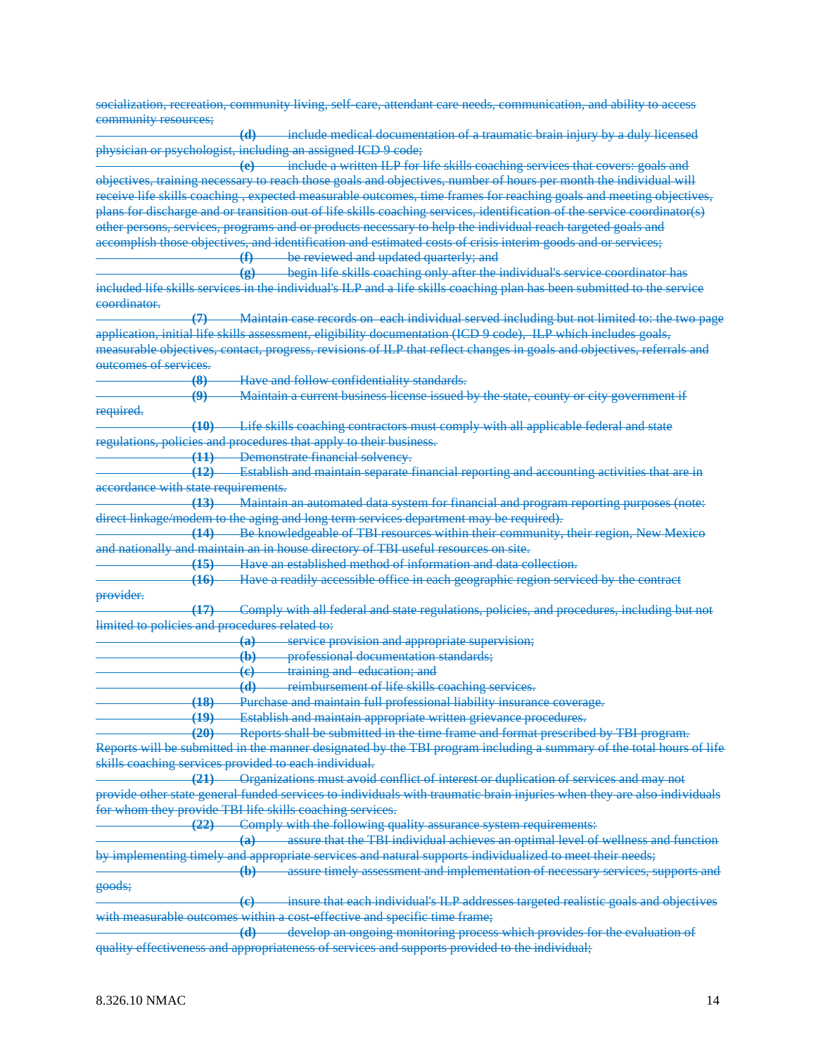~~socialization, recreation, community living, self-care, attendant care needs, communication, and ability to access community resources;~~

~~**(d)** include medical documentation of a traumatic brain injury by a duly licensed physician or psychologist, including an assigned ICD 9 code;~~

~~**(e)** include a written ILP for life skills coaching services that covers: goals and objectives, training necessary to reach those goals and objectives, number of hours per month the individual will receive life skills coaching , expected measurable outcomes, time frames for reaching goals and meeting objectives, plans for discharge and or transition out of life skills coaching services, identification of the service coordinator(s) other persons, services, programs and or products necessary to help the individual reach targeted goals and accomplish those objectives, and identification and estimated costs of crisis interim goods and or services;~~

~~**(f)** be reviewed and updated quarterly; and~~

~~**(g)** begin life skills coaching only after the individual's service coordinator has included life skills services in the individual's ILP and a life skills coaching plan has been submitted to the service coordinator.~~

~~**(7)** Maintain case records on each individual served including but not limited to: the two page application, initial life skills assessment, eligibility documentation (ICD 9 code), ILP which includes goals, measurable objectives, contact, progress, revisions of ILP that reflect changes in goals and objectives, referrals and outcomes of services.~~

~~**(8)** Have and follow confidentiality standards.~~

~~**(9)** Maintain a current business license issued by the state, county or city government if required.~~

~~**(10)** Life skills coaching contractors must comply with all applicable federal and state regulations, policies and procedures that apply to their business.~~

~~**(11)** Demonstrate financial solvency.~~

~~**(12)** Establish and maintain separate financial reporting and accounting activities that are in accordance with state requirements.~~

~~**(13)** Maintain an automated data system for financial and program reporting purposes (note: direct linkage/modem to the aging and long term services department may be required).~~

~~**(14)** Be knowledgeable of TBI resources within their community, their region, New Mexico and nationally and maintain an in house directory of TBI useful resources on site.~~

~~**(15)** Have an established method of information and data collection.~~

~~**(16)** Have a readily accessible office in each geographic region serviced by the contract provider.~~

~~**(17)** Comply with all federal and state regulations, policies, and procedures, including but not limited to policies and procedures related to:~~

~~**(a)** service provision and appropriate supervision;~~

~~**(b)** professional documentation standards;~~

~~**(c)** training and education; and~~

~~**(d)** reimbursement of life skills coaching services.~~

~~**(18)** Purchase and maintain full professional liability insurance coverage.~~

~~**(19)** Establish and maintain appropriate written grievance procedures.~~

~~**(20)** Reports shall be submitted in the time frame and format prescribed by TBI program. Reports will be submitted in the manner designated by the TBI program including a summary of the total hours of life skills coaching services provided to each individual.~~

~~**(21)** Organizations must avoid conflict of interest or duplication of services and may not provide other state general funded services to individuals with traumatic brain injuries when they are also individuals for whom they provide TBI life skills coaching services.~~

~~**(22)** Comply with the following quality assurance system requirements:~~

~~**(a)** assure that the TBI individual achieves an optimal level of wellness and function by implementing timely and appropriate services and natural supports individualized to meet their needs;~~

~~**(b)** assure timely assessment and implementation of necessary services, supports and goods;~~

~~**(c)** insure that each individual's ILP addresses targeted realistic goals and objectives with measurable outcomes within a cost-effective and specific time frame;~~

~~**(d)** develop an ongoing monitoring process which provides for the evaluation of quality effectiveness and appropriateness of services and supports provided to the individual;~~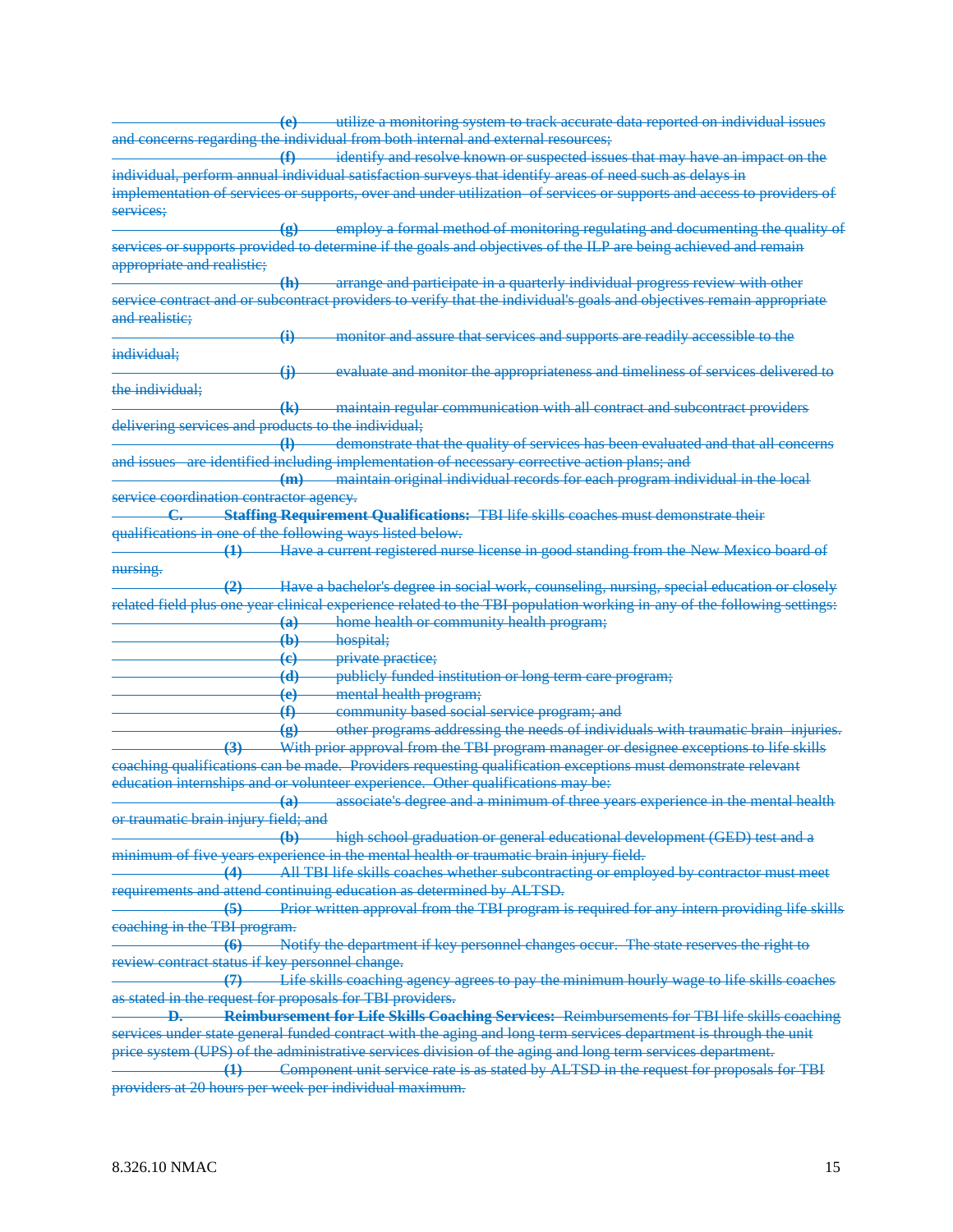~~(e) utilize a monitoring system to track accurate data reported on individual issues and concerns regarding the individual from both internal and external resources;~~

~~(f) identify and resolve known or suspected issues that may have an impact on the individual, perform annual individual satisfaction surveys that identify areas of need such as delays in implementation of services or supports, over and under utilization of services or supports and access to providers of services;~~

~~(g) employ a formal method of monitoring regulating and documenting the quality of services or supports provided to determine if the goals and objectives of the ILP are being achieved and remain appropriate and realistic;~~

~~(h) arrange and participate in a quarterly individual progress review with other service contract and or subcontract providers to verify that the individual's goals and objectives remain appropriate and realistic;~~

~~(i) monitor and assure that services and supports are readily accessible to the individual;~~

~~(j) evaluate and monitor the appropriateness and timeliness of services delivered to the individual;~~

~~(k) maintain regular communication with all contract and subcontract providers delivering services and products to the individual;~~

~~(l) demonstrate that the quality of services has been evaluated and that all concerns and issues are identified including implementation of necessary corrective action plans; and~~

~~(m) maintain original individual records for each program individual in the local service coordination contractor agency.~~

~~**C. Staffing Requirement Qualifications:** TBI life skills coaches must demonstrate their qualifications in one of the following ways listed below.~~

~~**(1)** Have a current registered nurse license in good standing from the New Mexico board of nursing.~~

~~**(2)** Have a bachelor's degree in social work, counseling, nursing, special education or closely related field plus one year clinical experience related to the TBI population working in any of the following settings:~~

~~**(a)** home health or community health program;~~

~~**(b)** hospital;~~

~~**(c)** private practice;~~

~~**(d)** publicly funded institution or long term care program;~~

~~**(e)** mental health program;~~

~~**(f)** community based social service program; and~~

~~**(g)** other programs addressing the needs of individuals with traumatic brain injuries.~~

~~**(3)** With prior approval from the TBI program manager or designee exceptions to life skills coaching qualifications can be made. Providers requesting qualification exceptions must demonstrate relevant education internships and or volunteer experience. Other qualifications may be:~~

~~**(a)** associate's degree and a minimum of three years experience in the mental health or traumatic brain injury field; and~~

~~**(b)** high school graduation or general educational development (GED) test and a minimum of five years experience in the mental health or traumatic brain injury field.~~

~~**(4)** All TBI life skills coaches whether subcontracting or employed by contractor must meet requirements and attend continuing education as determined by ALTSD.~~

~~**(5)** Prior written approval from the TBI program is required for any intern providing life skills coaching in the TBI program.~~

~~**(6)** Notify the department if key personnel changes occur. The state reserves the right to review contract status if key personnel change.~~

~~**(7)** Life skills coaching agency agrees to pay the minimum hourly wage to life skills coaches as stated in the request for proposals for TBI providers.~~

~~**D. Reimbursement for Life Skills Coaching Services:** Reimbursements for TBI life skills coaching services under state general funded contract with the aging and long term services department is through the unit price system (UPS) of the administrative services division of the aging and long term services department.~~

~~**(1)** Component unit service rate is as stated by ALTSD in the request for proposals for TBI providers at 20 hours per week per individual maximum.~~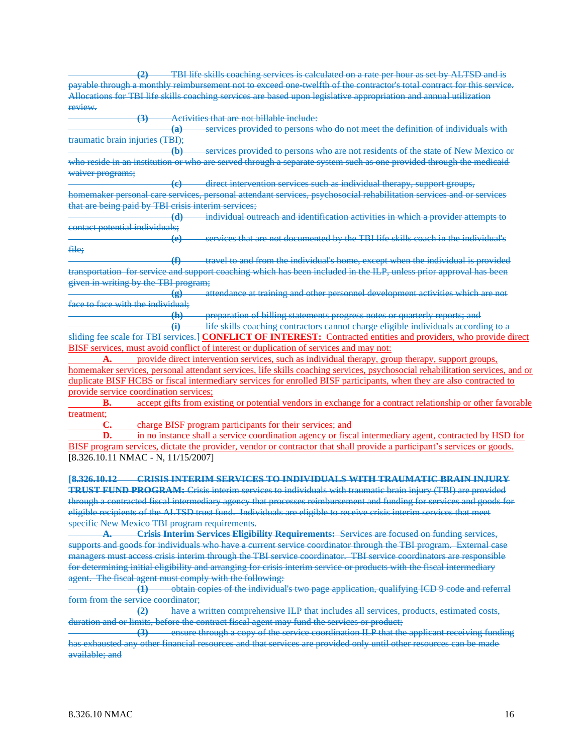(2) TBI life skills coaching services is calculated on a rate per hour as set by ALTSD and is payable through a monthly reimbursement not to exceed one-twelfth of the contractor's total contract for this service. Allocations for TBI life skills coaching services are based upon legislative appropriation and annual utilization review.

(3) Activities that are not billable include:

(a) services provided to persons who do not meet the definition of individuals with traumatic brain injuries (TBI);

(b) services provided to persons who are not residents of the state of New Mexico or who reside in an institution or who are served through a separate system such as one provided through the medicaid waiver programs;

(c) direct intervention services such as individual therapy, support groups, homemaker personal care services, personal attendant services, psychosocial rehabilitation services and or services that are being paid by TBI crisis interim services;

(d) individual outreach and identification activities in which a provider attempts to contact potential individuals;

(e) services that are not documented by the TBI life skills coach in the individual's file;

(f) travel to and from the individual's home, except when the individual is provided transportation for service and support coaching which has been included in the ILP, unless prior approval has been given in writing by the TBI program;

(g) attendance at training and other personnel development activities which are not face to face with the individual;

(h) preparation of billing statements progress notes or quarterly reports; and

(i) life skills coaching contractors cannot charge eligible individuals according to a sliding fee scale for TBI services.] **CONFLICT OF INTEREST:** Contracted entities and providers, who provide direct BISF services, must avoid conflict of interest or duplication of services and may not:

**A.** provide direct intervention services, such as individual therapy, group therapy, support groups, homemaker services, personal attendant services, life skills coaching services, psychosocial rehabilitation services, and or duplicate BISF HCBS or fiscal intermediary services for enrolled BISF participants, when they are also contracted to provide service coordination services;

**B.** accept gifts from existing or potential vendors in exchange for a contract relationship or other favorable treatment;

**C.** charge BISF program participants for their services; and

**D.** in no instance shall a service coordination agency or fiscal intermediary agent, contracted by HSD for BISF program services, dictate the provider, vendor or contractor that shall provide a participant's services or goods.

[8.326.10.11 NMAC - N, 11/15/2007]

**[8.326.10.12 CRISIS INTERIM SERVICES TO INDIVIDUALS WITH TRAUMATIC BRAIN INJURY TRUST FUND PROGRAM:** Crisis interim services to individuals with traumatic brain injury (TBI) are provided through a contracted fiscal intermediary agency that processes reimbursement and funding for services and goods for eligible recipients of the ALTSD trust fund. Individuals are eligible to receive crisis interim services that meet specific New Mexico TBI program requirements.

**A. Crisis Interim Services Eligibility Requirements:** Services are focused on funding services, supports and goods for individuals who have a current service coordinator through the TBI program. External case managers must access crisis interim through the TBI service coordinator. TBI service coordinators are responsible for determining initial eligibility and arranging for crisis interim service or products with the fiscal intermediary agent. The fiscal agent must comply with the following:

(1) obtain copies of the individual's two page application, qualifying ICD 9 code and referral form from the service coordinator;

(2) have a written comprehensive ILP that includes all services, products, estimated costs, duration and or limits, before the contract fiscal agent may fund the services or product;

(3) ensure through a copy of the service coordination ILP that the applicant receiving funding has exhausted any other financial resources and that services are provided only until other resources can be made available; and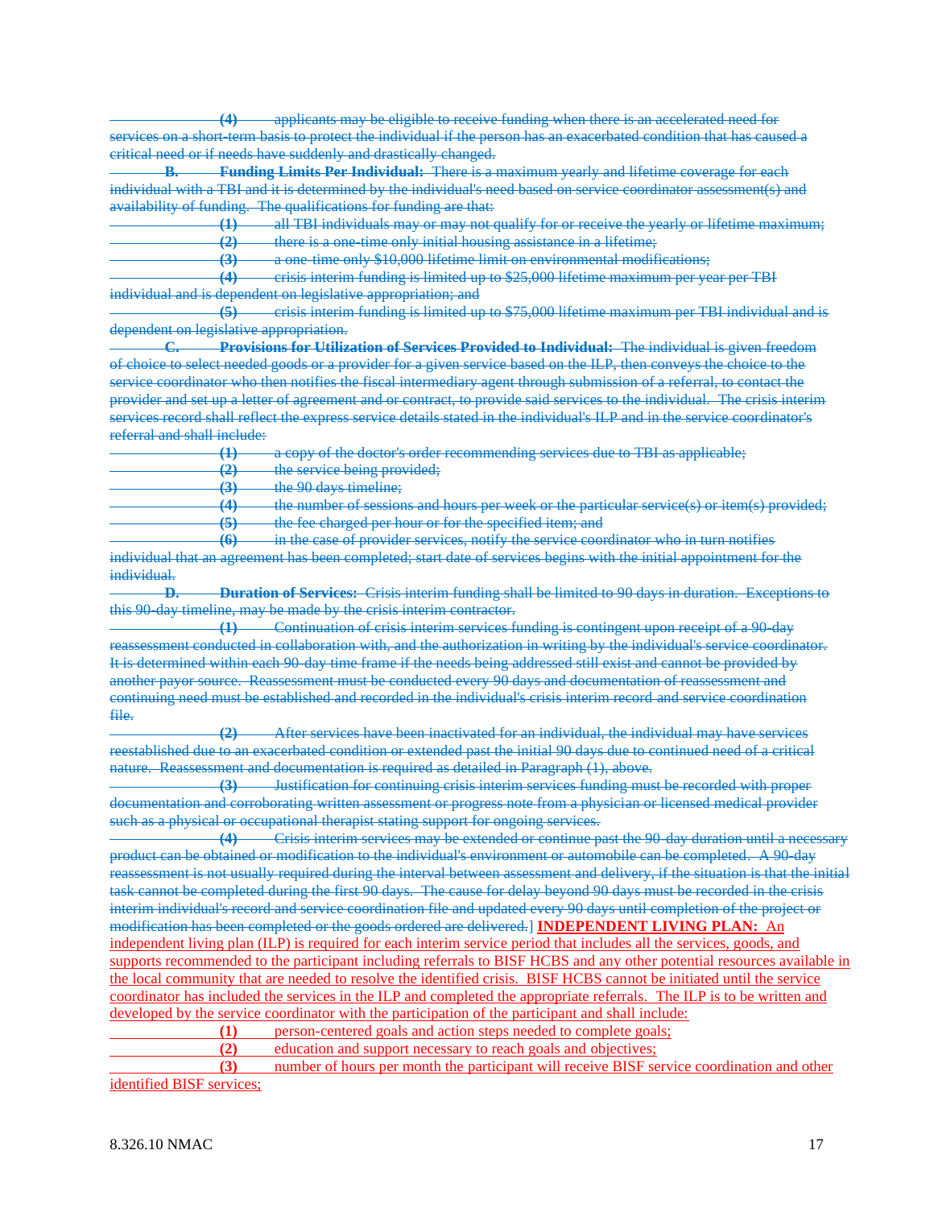~~**(4)** applicants may be eligible to receive funding when there is an accelerated need for services on a short-term basis to protect the individual if the person has an exacerbated condition that has caused a critical need or if needs have suddenly and drastically changed.~~

~~**B. Funding Limits Per Individual:** There is a maximum yearly and lifetime coverage for each individual with a TBI and it is determined by the individual's need based on service coordinator assessment(s) and availability of funding. The qualifications for funding are that:~~

~~**(1)** all TBI individuals may or may not qualify for or receive the yearly or lifetime maximum;~~

~~**(2)** there is a one-time only initial housing assistance in a lifetime;~~

~~**(3)** a one-time only $10,000 lifetime limit on environmental modifications;~~

~~**(4)** crisis interim funding is limited up to $25,000 lifetime maximum per year per TBI individual and is dependent on legislative appropriation; and~~

~~**(5)** crisis interim funding is limited up to $75,000 lifetime maximum per TBI individual and is dependent on legislative appropriation.~~

~~**C. Provisions for Utilization of Services Provided to Individual:** The individual is given freedom of choice to select needed goods or a provider for a given service based on the ILP, then conveys the choice to the service coordinator who then notifies the fiscal intermediary agent through submission of a referral, to contact the provider and set up a letter of agreement and or contract, to provide said services to the individual. The crisis interim services record shall reflect the express service details stated in the individual's ILP and in the service coordinator's referral and shall include:~~

~~**(1)** a copy of the doctor's order recommending services due to TBI as applicable;~~

~~**(2)** the service being provided;~~

~~**(3)** the 90 days timeline;~~

~~**(4)** the number of sessions and hours per week or the particular service(s) or item(s) provided;~~

~~**(5)** the fee charged per hour or for the specified item; and~~

~~**(6)** in the case of provider services, notify the service coordinator who in turn notifies individual that an agreement has been completed; start date of services begins with the initial appointment for the individual.~~

~~**D. Duration of Services:** Crisis interim funding shall be limited to 90 days in duration. Exceptions to this 90-day timeline, may be made by the crisis interim contractor.~~

~~**(1)** Continuation of crisis interim services funding is contingent upon receipt of a 90-day reassessment conducted in collaboration with, and the authorization in writing by the individual's service coordinator. It is determined within each 90-day time frame if the needs being addressed still exist and cannot be provided by another payor source. Reassessment must be conducted every 90 days and documentation of reassessment and continuing need must be established and recorded in the individual's crisis interim record and service coordination file.~~

~~**(2)** After services have been inactivated for an individual, the individual may have services reestablished due to an exacerbated condition or extended past the initial 90 days due to continued need of a critical nature. Reassessment and documentation is required as detailed in Paragraph (1), above.~~

~~**(3)** Justification for continuing crisis interim services funding must be recorded with proper documentation and corroborating written assessment or progress note from a physician or licensed medical provider such as a physical or occupational therapist stating support for ongoing services.~~

~~**(4)** Crisis interim services may be extended or continue past the 90-day duration until a necessary product can be obtained or modification to the individual's environment or automobile can be completed. A 90-day reassessment is not usually required during the interval between assessment and delivery, if the situation is that the initial task cannot be completed during the first 90 days. The cause for delay beyond 90 days must be recorded in the crisis interim individual's record and service coordination file and updated every 90 days until completion of the project or modification has been completed or the goods ordered are delivered.~~] **INDEPENDENT LIVING PLAN:** An independent living plan (ILP) is required for each interim service period that includes all the services, goods, and supports recommended to the participant including referrals to BISF HCBS and any other potential resources available in the local community that are needed to resolve the identified crisis. BISF HCBS cannot be initiated until the service coordinator has included the services in the ILP and completed the appropriate referrals. The ILP is to be written and developed by the service coordinator with the participation of the participant and shall include:

**(1)** person-centered goals and action steps needed to complete goals;

**(2)** education and support necessary to reach goals and objectives;

**(3)** number of hours per month the participant will receive BISF service coordination and other identified BISF services;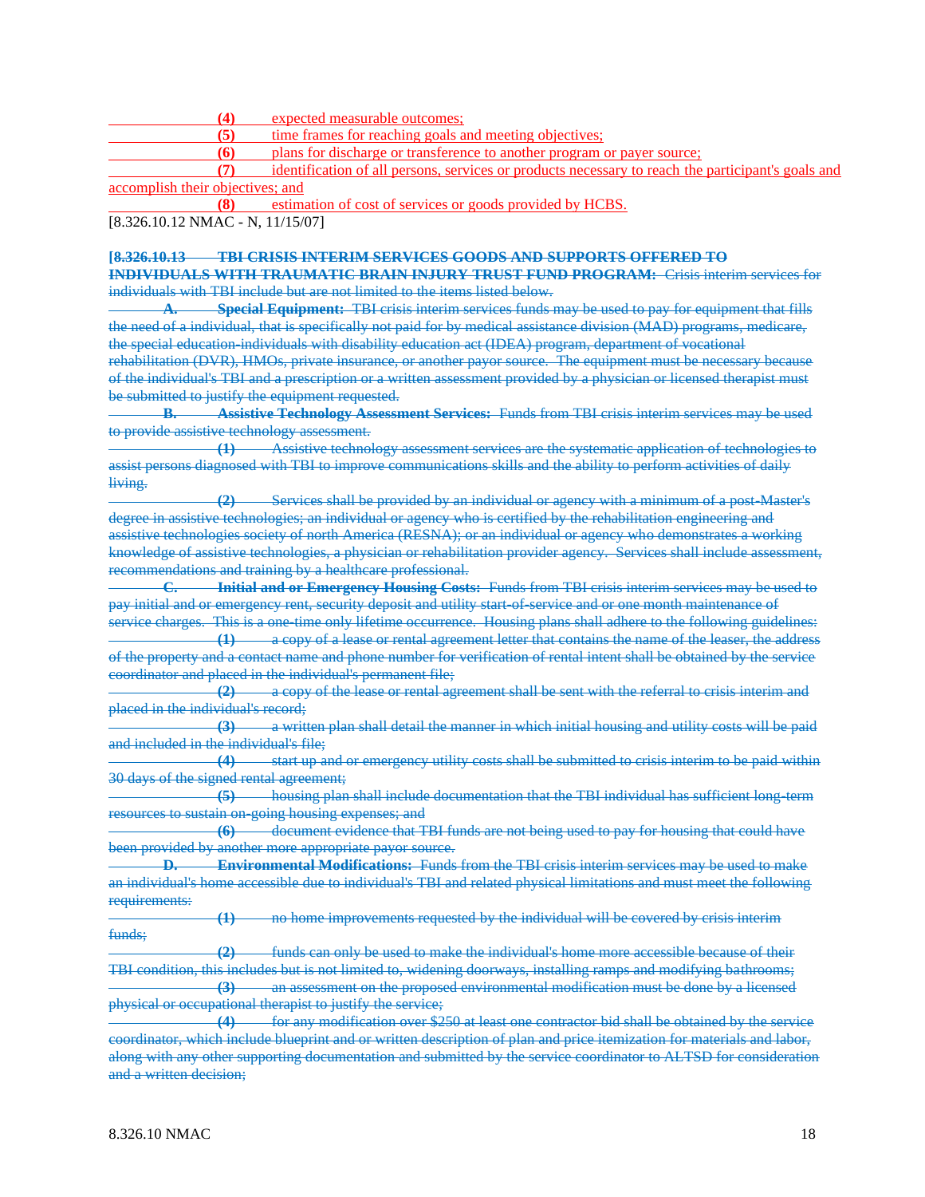**(4)** expected measurable outcomes;

**(5)** time frames for reaching goals and meeting objectives;

**(6)** plans for discharge or transference to another program or payer source;

**(7)** identification of all persons, services or products necessary to reach the participant's goals and accomplish their objectives; and

**(8)** estimation of cost of services or goods provided by HCBS.

[8.326.10.12 NMAC - N, 11/15/07]

~~**[8.326.10.13 TBI CRISIS INTERIM SERVICES GOODS AND SUPPORTS OFFERED TO INDIVIDUALS WITH TRAUMATIC BRAIN INJURY TRUST FUND PROGRAM:**~~ ~~Crisis interim services for individuals with TBI include but are not limited to the items listed below.~~

~~**A. Special Equipment:**~~ ~~TBI crisis interim services funds may be used to pay for equipment that fills the need of a individual, that is specifically not paid for by medical assistance division (MAD) programs, medicare, the special education-individuals with disability education act (IDEA) program, department of vocational rehabilitation (DVR), HMOs, private insurance, or another payor source. The equipment must be necessary because of the individual's TBI and a prescription or a written assessment provided by a physician or licensed therapist must be submitted to justify the equipment requested.~~

~~**B. Assistive Technology Assessment Services:**~~ ~~Funds from TBI crisis interim services may be used to provide assistive technology assessment.~~

~~**(1)** Assistive technology assessment services are the systematic application of technologies to assist persons diagnosed with TBI to improve communications skills and the ability to perform activities of daily living.~~

~~**(2)** Services shall be provided by an individual or agency with a minimum of a post-Master's degree in assistive technologies; an individual or agency who is certified by the rehabilitation engineering and assistive technologies society of north America (RESNA); or an individual or agency who demonstrates a working knowledge of assistive technologies, a physician or rehabilitation provider agency. Services shall include assessment, recommendations and training by a healthcare professional.~~

~~**C. Initial and or Emergency Housing Costs:**~~ ~~Funds from TBI crisis interim services may be used to pay initial and or emergency rent, security deposit and utility start-of-service and or one month maintenance of service charges. This is a one-time only lifetime occurrence. Housing plans shall adhere to the following guidelines:~~

~~**(1)** a copy of a lease or rental agreement letter that contains the name of the leaser, the address of the property and a contact name and phone number for verification of rental intent shall be obtained by the service coordinator and placed in the individual's permanent file;~~

~~**(2)** a copy of the lease or rental agreement shall be sent with the referral to crisis interim and placed in the individual's record;~~

~~**(3)** a written plan shall detail the manner in which initial housing and utility costs will be paid and included in the individual's file;~~

~~**(4)** start up and or emergency utility costs shall be submitted to crisis interim to be paid within 30 days of the signed rental agreement;~~

~~**(5)** housing plan shall include documentation that the TBI individual has sufficient long-term resources to sustain on-going housing expenses; and~~

~~**(6)** document evidence that TBI funds are not being used to pay for housing that could have been provided by another more appropriate payor source.~~

~~**D. Environmental Modifications:**~~ ~~Funds from the TBI crisis interim services may be used to make an individual's home accessible due to individual's TBI and related physical limitations and must meet the following requirements:~~

~~**(1)** no home improvements requested by the individual will be covered by crisis interim funds;~~

~~**(2)** funds can only be used to make the individual's home more accessible because of their TBI condition, this includes but is not limited to, widening doorways, installing ramps and modifying bathrooms;~~

~~**(3)** an assessment on the proposed environmental modification must be done by a licensed physical or occupational therapist to justify the service;~~

~~**(4)** for any modification over $250 at least one contractor bid shall be obtained by the service coordinator, which include blueprint and or written description of plan and price itemization for materials and labor, along with any other supporting documentation and submitted by the service coordinator to ALTSD for consideration and a written decision;~~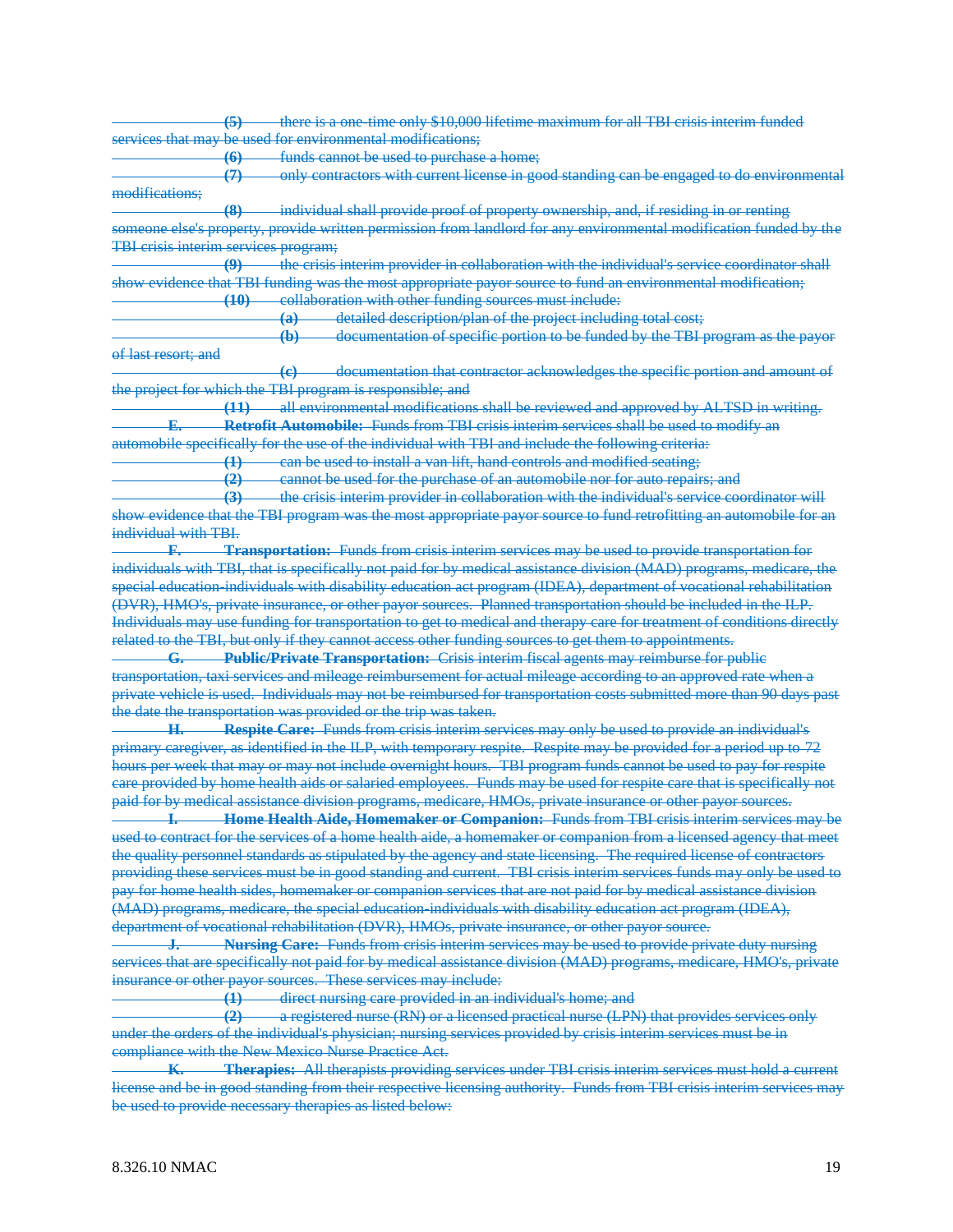~~**(5)** there is a one-time only $10,000 lifetime maximum for all TBI crisis interim funded services that may be used for environmental modifications;~~

~~**(6)** funds cannot be used to purchase a home;~~

~~**(7)** only contractors with current license in good standing can be engaged to do environmental modifications;~~

~~**(8)** individual shall provide proof of property ownership, and, if residing in or renting someone else's property, provide written permission from landlord for any environmental modification funded by the TBI crisis interim services program;~~

~~**(9)** the crisis interim provider in collaboration with the individual's service coordinator shall show evidence that TBI funding was the most appropriate payor source to fund an environmental modification;~~

~~**(10)** collaboration with other funding sources must include:~~

~~**(a)** detailed description/plan of the project including total cost;~~

~~**(b)** documentation of specific portion to be funded by the TBI program as the payor of last resort; and~~

~~**(c)** documentation that contractor acknowledges the specific portion and amount of the project for which the TBI program is responsible; and~~

~~**(11)** all environmental modifications shall be reviewed and approved by ALTSD in writing.~~

~~**E. Retrofit Automobile:** Funds from TBI crisis interim services shall be used to modify an automobile specifically for the use of the individual with TBI and include the following criteria:~~

~~**(1)** can be used to install a van lift, hand controls and modified seating;~~

~~**(2)** cannot be used for the purchase of an automobile nor for auto repairs; and~~

~~**(3)** the crisis interim provider in collaboration with the individual's service coordinator will show evidence that the TBI program was the most appropriate payor source to fund retrofitting an automobile for an individual with TBI.~~

~~**F. Transportation:** Funds from crisis interim services may be used to provide transportation for individuals with TBI, that is specifically not paid for by medical assistance division (MAD) programs, medicare, the special education-individuals with disability education act program (IDEA), department of vocational rehabilitation (DVR), HMO's, private insurance, or other payor sources. Planned transportation should be included in the ILP. Individuals may use funding for transportation to get to medical and therapy care for treatment of conditions directly related to the TBI, but only if they cannot access other funding sources to get them to appointments.~~

~~**G. Public/Private Transportation:** Crisis interim fiscal agents may reimburse for public transportation, taxi services and mileage reimbursement for actual mileage according to an approved rate when a private vehicle is used. Individuals may not be reimbursed for transportation costs submitted more than 90 days past the date the transportation was provided or the trip was taken.~~

~~**H. Respite Care:** Funds from crisis interim services may only be used to provide an individual's primary caregiver, as identified in the ILP, with temporary respite. Respite may be provided for a period up to 72 hours per week that may or may not include overnight hours. TBI program funds cannot be used to pay for respite care provided by home health aids or salaried employees. Funds may be used for respite care that is specifically not paid for by medical assistance division programs, medicare, HMOs, private insurance or other payor sources.~~

~~**I. Home Health Aide, Homemaker or Companion:** Funds from TBI crisis interim services may be used to contract for the services of a home health aide, a homemaker or companion from a licensed agency that meet the quality personnel standards as stipulated by the agency and state licensing. The required license of contractors providing these services must be in good standing and current. TBI crisis interim services funds may only be used to pay for home health sides, homemaker or companion services that are not paid for by medical assistance division (MAD) programs, medicare, the special education-individuals with disability education act program (IDEA), department of vocational rehabilitation (DVR), HMOs, private insurance, or other payor source.~~

~~**J. Nursing Care:** Funds from crisis interim services may be used to provide private duty nursing services that are specifically not paid for by medical assistance division (MAD) programs, medicare, HMO's, private insurance or other payor sources. These services may include:~~

~~**(1)** direct nursing care provided in an individual's home; and~~

~~**(2)** a registered nurse (RN) or a licensed practical nurse (LPN) that provides services only under the orders of the individual's physician; nursing services provided by crisis interim services must be in compliance with the New Mexico Nurse Practice Act.~~

~~**K. Therapies:** All therapists providing services under TBI crisis interim services must hold a current license and be in good standing from their respective licensing authority. Funds from TBI crisis interim services may be used to provide necessary therapies as listed below:~~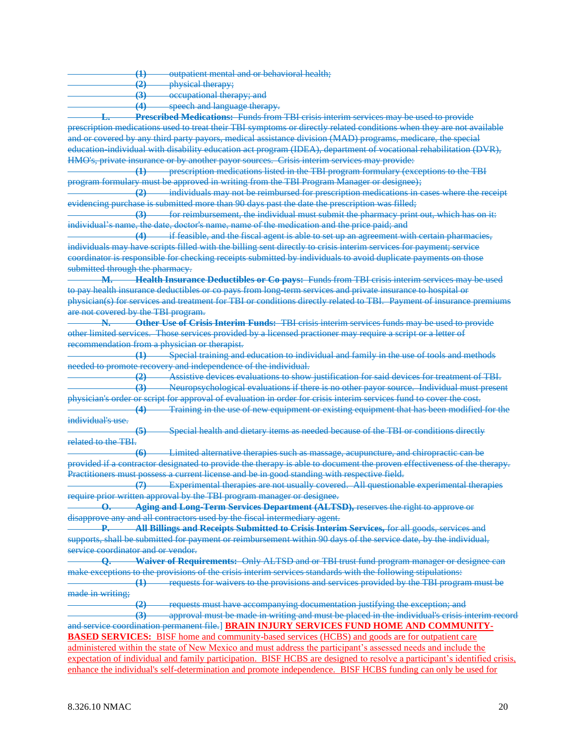~~**(1)** outpatient mental and or behavioral health;~~

~~**(2)** physical therapy;~~

~~**(3)** occupational therapy; and~~

~~**(4)** speech and language therapy.~~

~~**L. Prescribed Medications:** Funds from TBI crisis interim services may be used to provide prescription medications used to treat their TBI symptoms or directly related conditions when they are not available and or covered by any third party payors, medical assistance division (MAD) programs, medicare, the special education-individual with disability education act program (IDEA), department of vocational rehabilitation (DVR), HMO's, private insurance or by another payor sources. Crisis interim services may provide:~~

~~**(1)** prescription medications listed in the TBI program formulary (exceptions to the TBI program formulary must be approved in writing from the TBI Program Manager or designee);~~

~~**(2)** individuals may not be reimbursed for prescription medications in cases where the receipt evidencing purchase is submitted more than 90 days past the date the prescription was filled;~~

~~**(3)** for reimbursement, the individual must submit the pharmacy print out, which has on it: individual's name, the date, doctor's name, name of the medication and the price paid; and~~

~~**(4)** if feasible, and the fiscal agent is able to set up an agreement with certain pharmacies, individuals may have scripts filled with the billing sent directly to crisis interim services for payment; service coordinator is responsible for checking receipts submitted by individuals to avoid duplicate payments on those submitted through the pharmacy.~~

~~**M. Health Insurance Deductibles or Co-pays:** Funds from TBI crisis interim services may be used to pay health insurance deductibles or co pays from long-term services and private insurance to hospital or physician(s) for services and treatment for TBI or conditions directly related to TBI. Payment of insurance premiums are not covered by the TBI program.~~

~~**N. Other Use of Crisis Interim Funds:** TBI crisis interim services funds may be used to provide other limited services. Those services provided by a licensed practioner may require a script or a letter of recommendation from a physician or therapist.~~

~~**(1)** Special training and education to individual and family in the use of tools and methods needed to promote recovery and independence of the individual.~~

~~**(2)** Assistive devices evaluations to show justification for said devices for treatment of TBI.~~

~~**(3)** Neuropsychological evaluations if there is no other payor source. Individual must present physician's order or script for approval of evaluation in order for crisis interim services fund to cover the cost.~~

~~**(4)** Training in the use of new equipment or existing equipment that has been modified for the individual's use.~~

~~**(5)** Special health and dietary items as needed because of the TBI or conditions directly related to the TBI.~~

~~**(6)** Limited alternative therapies such as massage, acupuncture, and chiropractic can be provided if a contractor designated to provide the therapy is able to document the proven effectiveness of the therapy. Practitioners must possess a current license and be in good standing with respective field.~~

~~**(7)** Experimental therapies are not usually covered. All questionable experimental therapies require prior written approval by the TBI program manager or designee.~~

~~**O. Aging and Long-Term Services Department (ALTSD),** reserves the right to approve or disapprove any and all contractors used by the fiscal intermediary agent.~~

~~**P. All Billings and Receipts Submitted to Crisis Interim Services,** for all goods, services and supports, shall be submitted for payment or reimbursement within 90 days of the service date, by the individual, service coordinator and or vendor.~~

~~**Q. Waiver of Requirements:** Only ALTSD and or TBI trust fund program manager or designee can make exceptions to the provisions of the crisis interim services standards with the following stipulations:~~

~~**(1)** requests for waivers to the provisions and services provided by the TBI program must be made in writing;~~

~~**(2)** requests must have accompanying documentation justifying the exception; and~~

~~**(3)** approval must be made in writing and must be placed in the individual's crisis interim record and service coordination permanent file.~~] **BRAIN INJURY SERVICES FUND HOME AND COMMUNITY-BASED SERVICES:** BISF home and community-based services (HCBS) and goods are for outpatient care administered within the state of New Mexico and must address the participant's assessed needs and include the expectation of individual and family participation. BISF HCBS are designed to resolve a participant's identified crisis, enhance the individual's self-determination and promote independence. BISF HCBS funding can only be used for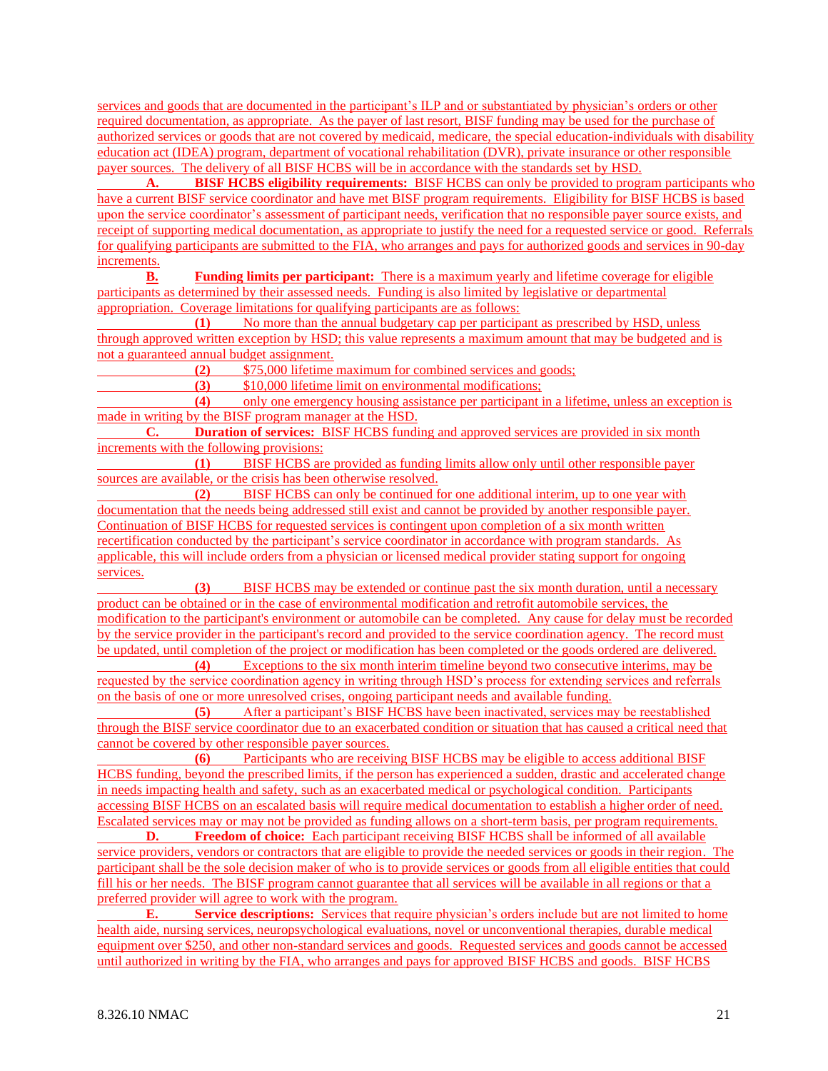services and goods that are documented in the participant's ILP and or substantiated by physician's orders or other required documentation, as appropriate. As the payer of last resort, BISF funding may be used for the purchase of authorized services or goods that are not covered by medicaid, medicare, the special education-individuals with disability education act (IDEA) program, department of vocational rehabilitation (DVR), private insurance or other responsible payer sources. The delivery of all BISF HCBS will be in accordance with the standards set by HSD.

**A. BISF HCBS eligibility requirements:** BISF HCBS can only be provided to program participants who have a current BISF service coordinator and have met BISF program requirements. Eligibility for BISF HCBS is based upon the service coordinator's assessment of participant needs, verification that no responsible payer source exists, and receipt of supporting medical documentation, as appropriate to justify the need for a requested service or good. Referrals for qualifying participants are submitted to the FIA, who arranges and pays for authorized goods and services in 90-day increments.

**B. Funding limits per participant:** There is a maximum yearly and lifetime coverage for eligible participants as determined by their assessed needs. Funding is also limited by legislative or departmental appropriation. Coverage limitations for qualifying participants are as follows:

**(1)** No more than the annual budgetary cap per participant as prescribed by HSD, unless through approved written exception by HSD; this value represents a maximum amount that may be budgeted and is not a guaranteed annual budget assignment.

**(2)** $75,000 lifetime maximum for combined services and goods;

**(3)** $10,000 lifetime limit on environmental modifications;

**(4)** only one emergency housing assistance per participant in a lifetime, unless an exception is made in writing by the BISF program manager at the HSD.

**C. Duration of services:** BISF HCBS funding and approved services are provided in six month increments with the following provisions:

**(1)** BISF HCBS are provided as funding limits allow only until other responsible payer sources are available, or the crisis has been otherwise resolved.

**(2)** BISF HCBS can only be continued for one additional interim, up to one year with documentation that the needs being addressed still exist and cannot be provided by another responsible payer. Continuation of BISF HCBS for requested services is contingent upon completion of a six month written recertification conducted by the participant's service coordinator in accordance with program standards. As applicable, this will include orders from a physician or licensed medical provider stating support for ongoing services.

**(3)** BISF HCBS may be extended or continue past the six month duration, until a necessary product can be obtained or in the case of environmental modification and retrofit automobile services, the modification to the participant's environment or automobile can be completed. Any cause for delay must be recorded by the service provider in the participant's record and provided to the service coordination agency. The record must be updated, until completion of the project or modification has been completed or the goods ordered are delivered.

**(4)** Exceptions to the six month interim timeline beyond two consecutive interims, may be requested by the service coordination agency in writing through HSD's process for extending services and referrals on the basis of one or more unresolved crises, ongoing participant needs and available funding.

**(5)** After a participant's BISF HCBS have been inactivated, services may be reestablished through the BISF service coordinator due to an exacerbated condition or situation that has caused a critical need that cannot be covered by other responsible payer sources.

**(6)** Participants who are receiving BISF HCBS may be eligible to access additional BISF HCBS funding, beyond the prescribed limits, if the person has experienced a sudden, drastic and accelerated change in needs impacting health and safety, such as an exacerbated medical or psychological condition. Participants accessing BISF HCBS on an escalated basis will require medical documentation to establish a higher order of need. Escalated services may or may not be provided as funding allows on a short-term basis, per program requirements.

**D. Freedom of choice:** Each participant receiving BISF HCBS shall be informed of all available service providers, vendors or contractors that are eligible to provide the needed services or goods in their region. The participant shall be the sole decision maker of who is to provide services or goods from all eligible entities that could fill his or her needs. The BISF program cannot guarantee that all services will be available in all regions or that a preferred provider will agree to work with the program.

**E. Service descriptions:** Services that require physician's orders include but are not limited to home health aide, nursing services, neuropsychological evaluations, novel or unconventional therapies, durable medical equipment over $250, and other non-standard services and goods. Requested services and goods cannot be accessed until authorized in writing by the FIA, who arranges and pays for approved BISF HCBS and goods. BISF HCBS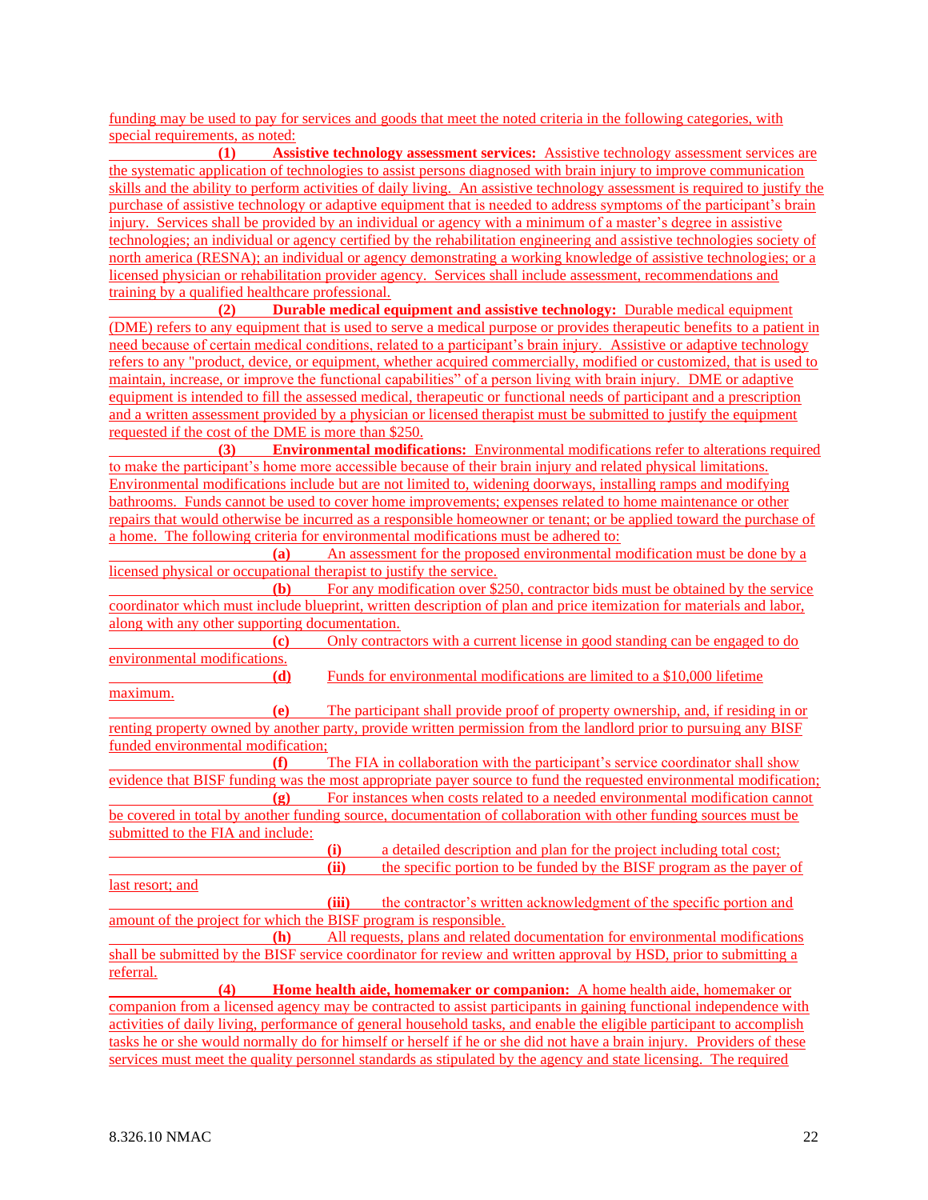funding may be used to pay for services and goods that meet the noted criteria in the following categories, with special requirements, as noted:

**(1) Assistive technology assessment services:** Assistive technology assessment services are the systematic application of technologies to assist persons diagnosed with brain injury to improve communication skills and the ability to perform activities of daily living. An assistive technology assessment is required to justify the purchase of assistive technology or adaptive equipment that is needed to address symptoms of the participant's brain injury. Services shall be provided by an individual or agency with a minimum of a master's degree in assistive technologies; an individual or agency certified by the rehabilitation engineering and assistive technologies society of north america (RESNA); an individual or agency demonstrating a working knowledge of assistive technologies; or a licensed physician or rehabilitation provider agency. Services shall include assessment, recommendations and training by a qualified healthcare professional.

**(2) Durable medical equipment and assistive technology:** Durable medical equipment (DME) refers to any equipment that is used to serve a medical purpose or provides therapeutic benefits to a patient in need because of certain medical conditions, related to a participant's brain injury. Assistive or adaptive technology refers to any "product, device, or equipment, whether acquired commercially, modified or customized, that is used to maintain, increase, or improve the functional capabilities" of a person living with brain injury. DME or adaptive equipment is intended to fill the assessed medical, therapeutic or functional needs of participant and a prescription and a written assessment provided by a physician or licensed therapist must be submitted to justify the equipment requested if the cost of the DME is more than $250.

**(3) Environmental modifications:** Environmental modifications refer to alterations required to make the participant's home more accessible because of their brain injury and related physical limitations. Environmental modifications include but are not limited to, widening doorways, installing ramps and modifying bathrooms. Funds cannot be used to cover home improvements; expenses related to home maintenance or other repairs that would otherwise be incurred as a responsible homeowner or tenant; or be applied toward the purchase of a home. The following criteria for environmental modifications must be adhered to:

**(a)** An assessment for the proposed environmental modification must be done by a licensed physical or occupational therapist to justify the service.

**(b)** For any modification over $250, contractor bids must be obtained by the service coordinator which must include blueprint, written description of plan and price itemization for materials and labor, along with any other supporting documentation.

**(c)** Only contractors with a current license in good standing can be engaged to do environmental modifications.

**(d)** Funds for environmental modifications are limited to a $10,000 lifetime maximum.

**(e)** The participant shall provide proof of property ownership, and, if residing in or renting property owned by another party, provide written permission from the landlord prior to pursuing any BISF funded environmental modification;

**(f)** The FIA in collaboration with the participant's service coordinator shall show evidence that BISF funding was the most appropriate payer source to fund the requested environmental modification;

**(g)** For instances when costs related to a needed environmental modification cannot be covered in total by another funding source, documentation of collaboration with other funding sources must be submitted to the FIA and include:

**(i)** a detailed description and plan for the project including total cost;

**(ii)** the specific portion to be funded by the BISF program as the payer of last resort; and

**(iii)** the contractor's written acknowledgment of the specific portion and amount of the project for which the BISF program is responsible.

**(h)** All requests, plans and related documentation for environmental modifications shall be submitted by the BISF service coordinator for review and written approval by HSD, prior to submitting a referral.

**(4) Home health aide, homemaker or companion:** A home health aide, homemaker or companion from a licensed agency may be contracted to assist participants in gaining functional independence with activities of daily living, performance of general household tasks, and enable the eligible participant to accomplish tasks he or she would normally do for himself or herself if he or she did not have a brain injury. Providers of these services must meet the quality personnel standards as stipulated by the agency and state licensing. The required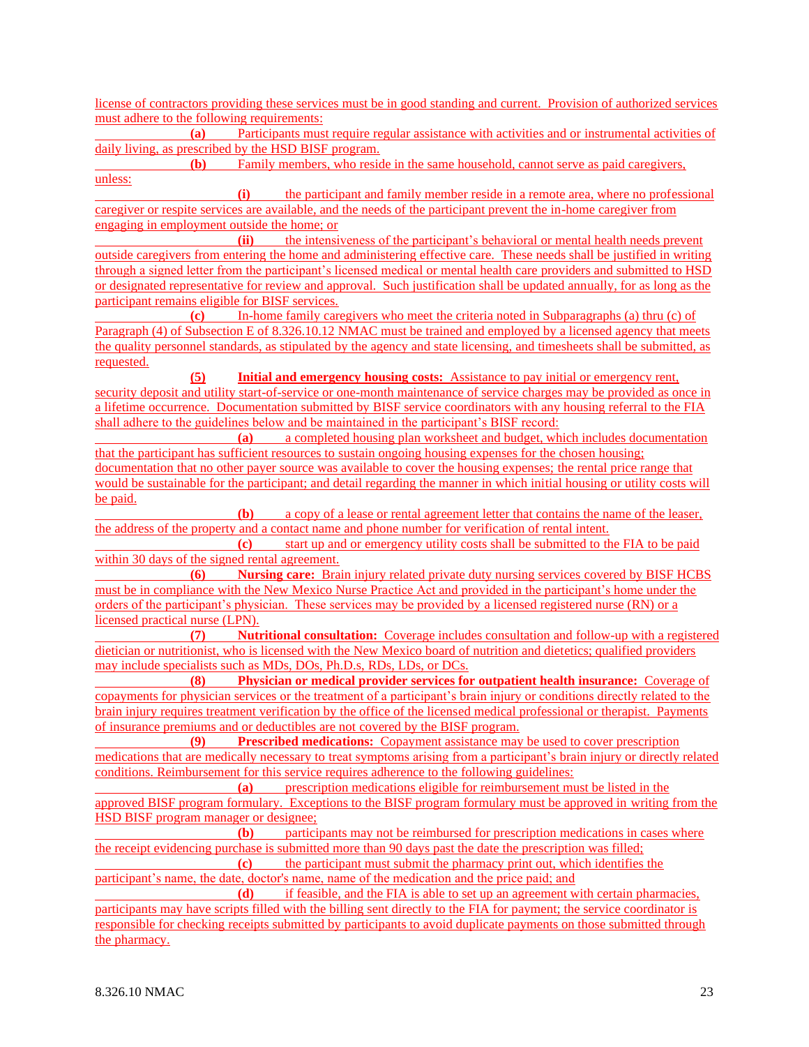license of contractors providing these services must be in good standing and current. Provision of authorized services must adhere to the following requirements:

**(a)** Participants must require regular assistance with activities and or instrumental activities of daily living, as prescribed by the HSD BISF program.

**(b)** Family members, who reside in the same household, cannot serve as paid caregivers, unless:

**(i)** the participant and family member reside in a remote area, where no professional caregiver or respite services are available, and the needs of the participant prevent the in-home caregiver from engaging in employment outside the home; or

**(ii)** the intensiveness of the participant's behavioral or mental health needs prevent outside caregivers from entering the home and administering effective care. These needs shall be justified in writing through a signed letter from the participant's licensed medical or mental health care providers and submitted to HSD or designated representative for review and approval. Such justification shall be updated annually, for as long as the participant remains eligible for BISF services.

**(c)** In-home family caregivers who meet the criteria noted in Subparagraphs (a) thru (c) of Paragraph (4) of Subsection E of 8.326.10.12 NMAC must be trained and employed by a licensed agency that meets the quality personnel standards, as stipulated by the agency and state licensing, and timesheets shall be submitted, as requested.

**(5)** **Initial and emergency housing costs:** Assistance to pay initial or emergency rent, security deposit and utility start-of-service or one-month maintenance of service charges may be provided as once in a lifetime occurrence. Documentation submitted by BISF service coordinators with any housing referral to the FIA shall adhere to the guidelines below and be maintained in the participant's BISF record:

**(a)** a completed housing plan worksheet and budget, which includes documentation that the participant has sufficient resources to sustain ongoing housing expenses for the chosen housing; documentation that no other payer source was available to cover the housing expenses; the rental price range that would be sustainable for the participant; and detail regarding the manner in which initial housing or utility costs will be paid.

**(b)** a copy of a lease or rental agreement letter that contains the name of the leaser, the address of the property and a contact name and phone number for verification of rental intent.

**(c)** start up and or emergency utility costs shall be submitted to the FIA to be paid within 30 days of the signed rental agreement.

**(6)** **Nursing care:** Brain injury related private duty nursing services covered by BISF HCBS must be in compliance with the New Mexico Nurse Practice Act and provided in the participant's home under the orders of the participant's physician. These services may be provided by a licensed registered nurse (RN) or a licensed practical nurse (LPN).

**(7)** **Nutritional consultation:** Coverage includes consultation and follow-up with a registered dietician or nutritionist, who is licensed with the New Mexico board of nutrition and dietetics; qualified providers may include specialists such as MDs, DOs, Ph.D.s, RDs, LDs, or DCs.

**(8)** **Physician or medical provider services for outpatient health insurance:** Coverage of copayments for physician services or the treatment of a participant's brain injury or conditions directly related to the brain injury requires treatment verification by the office of the licensed medical professional or therapist. Payments of insurance premiums and or deductibles are not covered by the BISF program.

**(9)** **Prescribed medications:** Copayment assistance may be used to cover prescription medications that are medically necessary to treat symptoms arising from a participant's brain injury or directly related conditions. Reimbursement for this service requires adherence to the following guidelines:

**(a)** prescription medications eligible for reimbursement must be listed in the approved BISF program formulary. Exceptions to the BISF program formulary must be approved in writing from the HSD BISF program manager or designee;

**(b)** participants may not be reimbursed for prescription medications in cases where the receipt evidencing purchase is submitted more than 90 days past the date the prescription was filled;

**(c)** the participant must submit the pharmacy print out, which identifies the participant's name, the date, doctor's name, name of the medication and the price paid; and

**(d)** if feasible, and the FIA is able to set up an agreement with certain pharmacies, participants may have scripts filled with the billing sent directly to the FIA for payment; the service coordinator is responsible for checking receipts submitted by participants to avoid duplicate payments on those submitted through the pharmacy.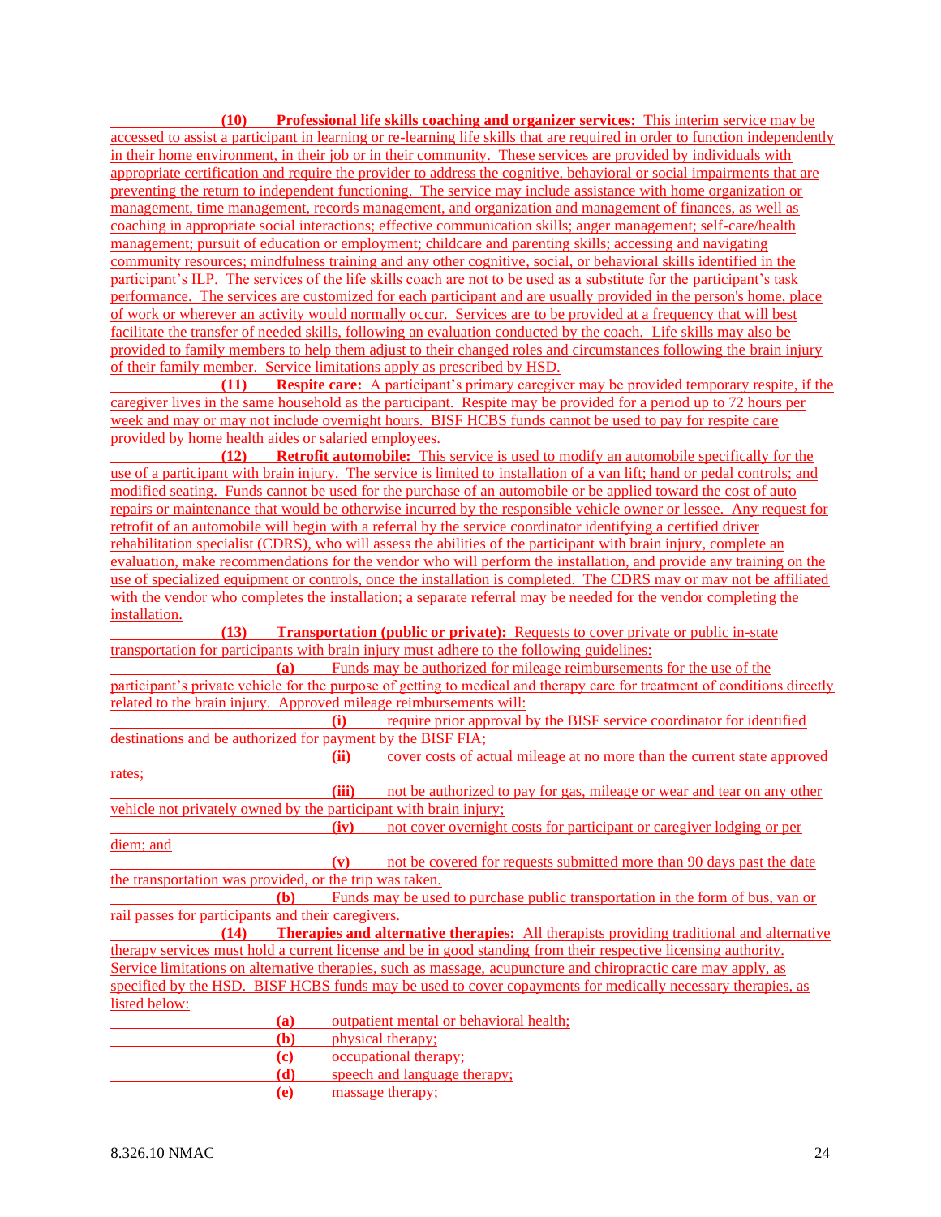**(10) Professional life skills coaching and organizer services:** This interim service may be accessed to assist a participant in learning or re-learning life skills that are required in order to function independently in their home environment, in their job or in their community. These services are provided by individuals with appropriate certification and require the provider to address the cognitive, behavioral or social impairments that are preventing the return to independent functioning. The service may include assistance with home organization or management, time management, records management, and organization and management of finances, as well as coaching in appropriate social interactions; effective communication skills; anger management; self-care/health management; pursuit of education or employment; childcare and parenting skills; accessing and navigating community resources; mindfulness training and any other cognitive, social, or behavioral skills identified in the participant's ILP. The services of the life skills coach are not to be used as a substitute for the participant's task performance. The services are customized for each participant and are usually provided in the person's home, place of work or wherever an activity would normally occur. Services are to be provided at a frequency that will best facilitate the transfer of needed skills, following an evaluation conducted by the coach. Life skills may also be provided to family members to help them adjust to their changed roles and circumstances following the brain injury of their family member. Service limitations apply as prescribed by HSD.

**(11) Respite care:** A participant's primary caregiver may be provided temporary respite, if the caregiver lives in the same household as the participant. Respite may be provided for a period up to 72 hours per week and may or may not include overnight hours. BISF HCBS funds cannot be used to pay for respite care provided by home health aides or salaried employees.

**(12) Retrofit automobile:** This service is used to modify an automobile specifically for the use of a participant with brain injury. The service is limited to installation of a van lift; hand or pedal controls; and modified seating. Funds cannot be used for the purchase of an automobile or be applied toward the cost of auto repairs or maintenance that would be otherwise incurred by the responsible vehicle owner or lessee. Any request for retrofit of an automobile will begin with a referral by the service coordinator identifying a certified driver rehabilitation specialist (CDRS), who will assess the abilities of the participant with brain injury, complete an evaluation, make recommendations for the vendor who will perform the installation, and provide any training on the use of specialized equipment or controls, once the installation is completed. The CDRS may or may not be affiliated with the vendor who completes the installation; a separate referral may be needed for the vendor completing the installation.

**(13) Transportation (public or private):** Requests to cover private or public in-state transportation for participants with brain injury must adhere to the following guidelines:

**(a)** Funds may be authorized for mileage reimbursements for the use of the participant's private vehicle for the purpose of getting to medical and therapy care for treatment of conditions directly related to the brain injury. Approved mileage reimbursements will:

**(i)** require prior approval by the BISF service coordinator for identified destinations and be authorized for payment by the BISF FIA;

**(ii)** cover costs of actual mileage at no more than the current state approved rates;

**(iii)** not be authorized to pay for gas, mileage or wear and tear on any other vehicle not privately owned by the participant with brain injury;

**(iv)** not cover overnight costs for participant or caregiver lodging or per diem; and

**(v)** not be covered for requests submitted more than 90 days past the date the transportation was provided, or the trip was taken.

**(b)** Funds may be used to purchase public transportation in the form of bus, van or rail passes for participants and their caregivers.

**(14) Therapies and alternative therapies:** All therapists providing traditional and alternative therapy services must hold a current license and be in good standing from their respective licensing authority. Service limitations on alternative therapies, such as massage, acupuncture and chiropractic care may apply, as specified by the HSD. BISF HCBS funds may be used to cover copayments for medically necessary therapies, as listed below:

**(a)** outpatient mental or behavioral health;

**(b)** physical therapy;

**(c)** occupational therapy;

**(d)** speech and language therapy;

**(e)** massage therapy;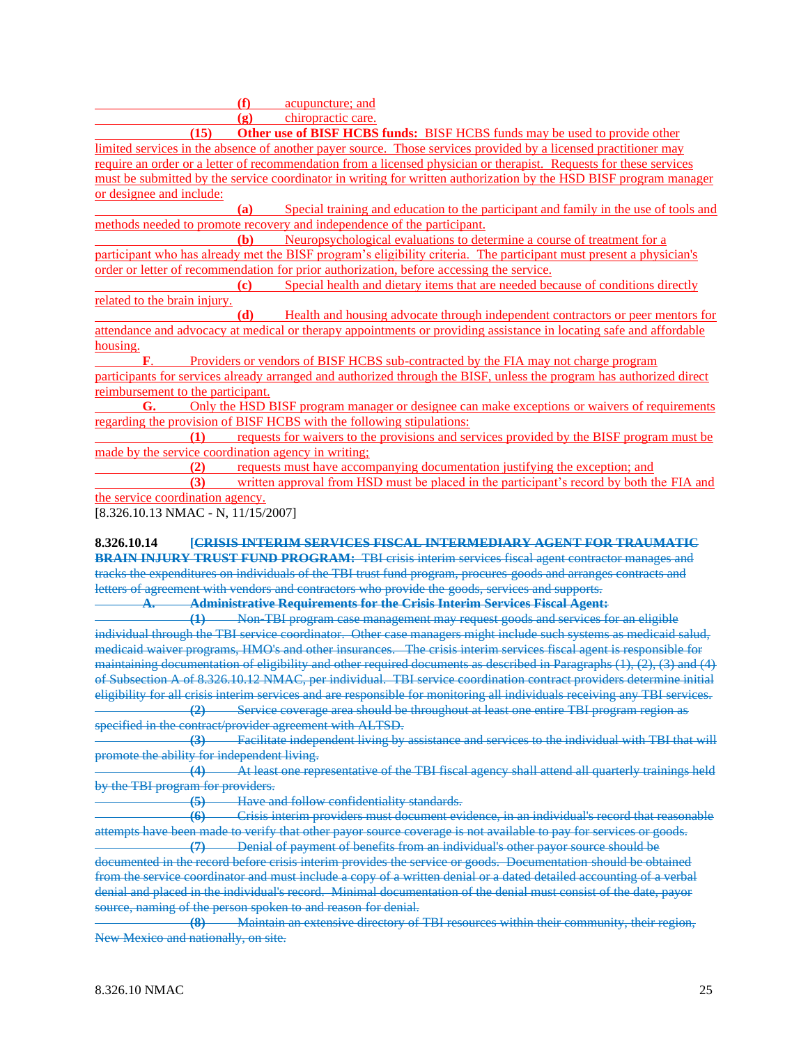(f) acupuncture; and

(g) chiropractic care.

**(15) Other use of BISF HCBS funds:** BISF HCBS funds may be used to provide other limited services in the absence of another payer source. Those services provided by a licensed practitioner may require an order or a letter of recommendation from a licensed physician or therapist. Requests for these services must be submitted by the service coordinator in writing for written authorization by the HSD BISF program manager or designee and include:

**(a)** Special training and education to the participant and family in the use of tools and methods needed to promote recovery and independence of the participant.

**(b)** Neuropsychological evaluations to determine a course of treatment for a participant who has already met the BISF program's eligibility criteria. The participant must present a physician's order or letter of recommendation for prior authorization, before accessing the service.

**(c)** Special health and dietary items that are needed because of conditions directly related to the brain injury.

**(d)** Health and housing advocate through independent contractors or peer mentors for attendance and advocacy at medical or therapy appointments or providing assistance in locating safe and affordable housing.

**F.** Providers or vendors of BISF HCBS sub-contracted by the FIA may not charge program participants for services already arranged and authorized through the BISF, unless the program has authorized direct reimbursement to the participant.

**G.** Only the HSD BISF program manager or designee can make exceptions or waivers of requirements regarding the provision of BISF HCBS with the following stipulations:

**(1)** requests for waivers to the provisions and services provided by the BISF program must be made by the service coordination agency in writing;

**(2)** requests must have accompanying documentation justifying the exception; and

**(3)** written approval from HSD must be placed in the participant's record by both the FIA and the service coordination agency.

[8.326.10.13 NMAC - N, 11/15/2007]

**8.326.10.14** ~~**[CRISIS INTERIM SERVICES FISCAL INTERMEDIARY AGENT FOR TRAUMATIC BRAIN INJURY TRUST FUND PROGRAM:** TBI crisis interim services fiscal agent contractor manages and tracks the expenditures on individuals of the TBI trust fund program, procures goods and arranges contracts and letters of agreement with vendors and contractors who provide the goods, services and supports.~~

~~**A. Administrative Requirements for the Crisis Interim Services Fiscal Agent:**~~

~~**(1)** Non-TBI program case management may request goods and services for an eligible individual through the TBI service coordinator. Other case managers might include such systems as medicaid salud, medicaid waiver programs, HMO's and other insurances. The crisis interim services fiscal agent is responsible for maintaining documentation of eligibility and other required documents as described in Paragraphs (1), (2), (3) and (4) of Subsection A of 8.326.10.12 NMAC, per individual. TBI service coordination contract providers determine initial eligibility for all crisis interim services and are responsible for monitoring all individuals receiving any TBI services.~~

~~**(2)** Service coverage area should be throughout at least one entire TBI program region as specified in the contract/provider agreement with ALTSD.~~

~~**(3)** Facilitate independent living by assistance and services to the individual with TBI that will promote the ability for independent living.~~

~~**(4)** At least one representative of the TBI fiscal agency shall attend all quarterly trainings held by the TBI program for providers.~~

~~**(5)** Have and follow confidentiality standards.~~

~~**(6)** Crisis interim providers must document evidence, in an individual's record that reasonable attempts have been made to verify that other payor source coverage is not available to pay for services or goods.~~

~~**(7)** Denial of payment of benefits from an individual's other payor source should be documented in the record before crisis interim provides the service or goods. Documentation should be obtained from the service coordinator and must include a copy of a written denial or a dated detailed accounting of a verbal denial and placed in the individual's record. Minimal documentation of the denial must consist of the date, payor source, naming of the person spoken to and reason for denial.~~

~~**(8)** Maintain an extensive directory of TBI resources within their community, their region, New Mexico and nationally, on site.~~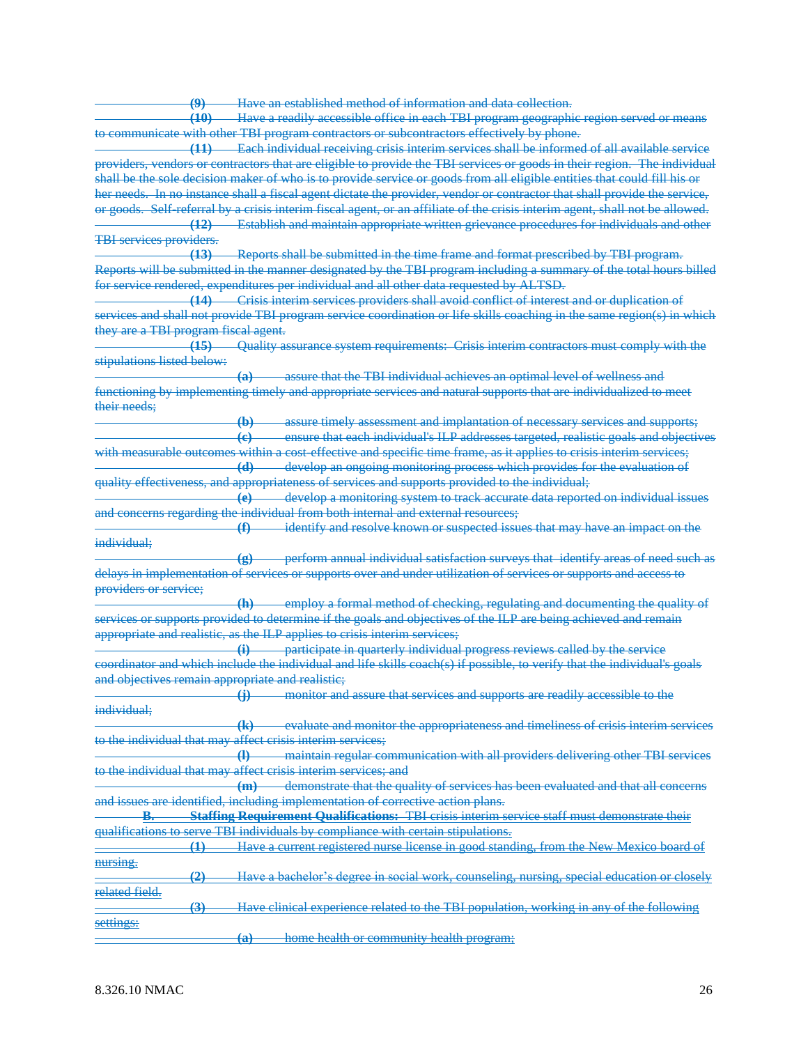~~**(9)** Have an established method of information and data collection.~~

~~**(10)** Have a readily accessible office in each TBI program geographic region served or means to communicate with other TBI program contractors or subcontractors effectively by phone.~~

~~**(11)** Each individual receiving crisis interim services shall be informed of all available service providers, vendors or contractors that are eligible to provide the TBI services or goods in their region. The individual shall be the sole decision maker of who is to provide service or goods from all eligible entities that could fill his or her needs. In no instance shall a fiscal agent dictate the provider, vendor or contractor that shall provide the service, or goods. Self-referral by a crisis interim fiscal agent, or an affiliate of the crisis interim agent, shall not be allowed.~~

~~**(12)** Establish and maintain appropriate written grievance procedures for individuals and other TBI services providers.~~

~~**(13)** Reports shall be submitted in the time frame and format prescribed by TBI program. Reports will be submitted in the manner designated by the TBI program including a summary of the total hours billed for service rendered, expenditures per individual and all other data requested by ALTSD.~~

~~**(14)** Crisis interim services providers shall avoid conflict of interest and or duplication of services and shall not provide TBI program service coordination or life skills coaching in the same region(s) in which they are a TBI program fiscal agent.~~

~~**(15)** Quality assurance system requirements: Crisis interim contractors must comply with the stipulations listed below:~~

~~**(a)** assure that the TBI individual achieves an optimal level of wellness and functioning by implementing timely and appropriate services and natural supports that are individualized to meet their needs;~~

~~**(b)** assure timely assessment and implantation of necessary services and supports;~~

~~**(c)** ensure that each individual's ILP addresses targeted, realistic goals and objectives with measurable outcomes within a cost-effective and specific time frame, as it applies to crisis interim services;~~

~~**(d)** develop an ongoing monitoring process which provides for the evaluation of quality effectiveness, and appropriateness of services and supports provided to the individual;~~

~~**(e)** develop a monitoring system to track accurate data reported on individual issues and concerns regarding the individual from both internal and external resources;~~

~~**(f)** identify and resolve known or suspected issues that may have an impact on the individual;~~

~~**(g)** perform annual individual satisfaction surveys that identify areas of need such as delays in implementation of services or supports over and under utilization of services or supports and access to providers or service;~~

~~**(h)** employ a formal method of checking, regulating and documenting the quality of services or supports provided to determine if the goals and objectives of the ILP are being achieved and remain appropriate and realistic, as the ILP applies to crisis interim services;~~

~~**(i)** participate in quarterly individual progress reviews called by the service coordinator and which include the individual and life skills coach(s) if possible, to verify that the individual's goals and objectives remain appropriate and realistic;~~

~~**(j)** monitor and assure that services and supports are readily accessible to the individual;~~

~~**(k)** evaluate and monitor the appropriateness and timeliness of crisis interim services to the individual that may affect crisis interim services;~~

~~**(l)** maintain regular communication with all providers delivering other TBI services to the individual that may affect crisis interim services; and~~

~~**(m)** demonstrate that the quality of services has been evaluated and that all concerns and issues are identified, including implementation of corrective action plans.~~

~~**B. Staffing Requirement Qualifications:** TBI crisis interim service staff must demonstrate their qualifications to serve TBI individuals by compliance with certain stipulations.~~

~~**(1)** Have a current registered nurse license in good standing, from the New Mexico board of nursing.~~

~~**(2)** Have a bachelor's degree in social work, counseling, nursing, special education or closely related field.~~

~~**(3)** Have clinical experience related to the TBI population, working in any of the following settings:~~

~~**(a)** home health or community health program;~~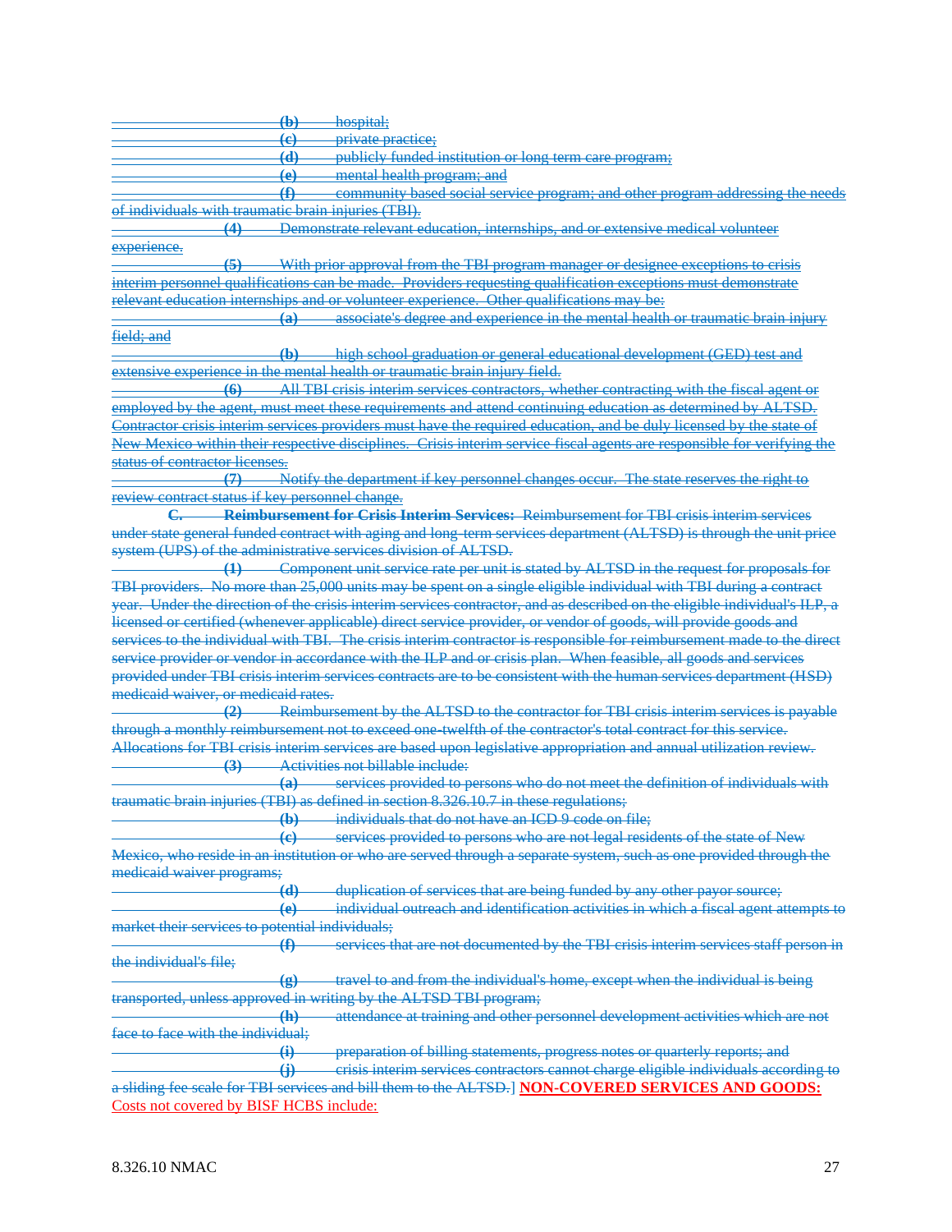~~(b) hospital;~~

~~(c) private practice;~~

~~(d) publicly funded institution or long term care program;~~

~~(e) mental health program; and~~

~~(f) community based social service program; and other program addressing the needs of individuals with traumatic brain injuries (TBI).~~

~~(4) Demonstrate relevant education, internships, and or extensive medical volunteer experience.~~

~~(5) With prior approval from the TBI program manager or designee exceptions to crisis interim personnel qualifications can be made. Providers requesting qualification exceptions must demonstrate relevant education internships and or volunteer experience. Other qualifications may be:~~

~~(a) associate's degree and experience in the mental health or traumatic brain injury field; and~~

~~(b) high school graduation or general educational development (GED) test and extensive experience in the mental health or traumatic brain injury field.~~

~~(6) All TBI crisis interim services contractors, whether contracting with the fiscal agent or employed by the agent, must meet these requirements and attend continuing education as determined by ALTSD. Contractor crisis interim services providers must have the required education, and be duly licensed by the state of New Mexico within their respective disciplines. Crisis interim service fiscal agents are responsible for verifying the status of contractor licenses.~~

~~(7) Notify the department if key personnel changes occur. The state reserves the right to review contract status if key personnel change.~~

~~**C. Reimbursement for Crisis Interim Services:** Reimbursement for TBI crisis interim services under state general funded contract with aging and long-term services department (ALTSD) is through the unit price system (UPS) of the administrative services division of ALTSD.~~

~~(1) Component unit service rate per unit is stated by ALTSD in the request for proposals for TBI providers. No more than 25,000 units may be spent on a single eligible individual with TBI during a contract year. Under the direction of the crisis interim services contractor, and as described on the eligible individual's ILP, a licensed or certified (whenever applicable) direct service provider, or vendor of goods, will provide goods and services to the individual with TBI. The crisis interim contractor is responsible for reimbursement made to the direct service provider or vendor in accordance with the ILP and or crisis plan. When feasible, all goods and services provided under TBI crisis interim services contracts are to be consistent with the human services department (HSD) medicaid waiver, or medicaid rates.~~

~~(2) Reimbursement by the ALTSD to the contractor for TBI crisis interim services is payable through a monthly reimbursement not to exceed one-twelfth of the contractor's total contract for this service. Allocations for TBI crisis interim services are based upon legislative appropriation and annual utilization review.~~

~~(3) Activities not billable include:~~

~~(a) services provided to persons who do not meet the definition of individuals with traumatic brain injuries (TBI) as defined in section 8.326.10.7 in these regulations;~~

~~(b) individuals that do not have an ICD 9 code on file;~~

~~(c) services provided to persons who are not legal residents of the state of New Mexico, who reside in an institution or who are served through a separate system, such as one provided through the medicaid waiver programs;~~

~~(d) duplication of services that are being funded by any other payor source;~~

~~(e) individual outreach and identification activities in which a fiscal agent attempts to market their services to potential individuals;~~

~~(f) services that are not documented by the TBI crisis interim services staff person in the individual's file;~~

~~(g) travel to and from the individual's home, except when the individual is being transported, unless approved in writing by the ALTSD TBI program;~~

~~(h) attendance at training and other personnel development activities which are not face to face with the individual;~~

~~(i) preparation of billing statements, progress notes or quarterly reports; and~~

~~(j) crisis interim services contractors cannot charge eligible individuals according to a sliding fee scale for TBI services and bill them to the ALTSD.~~] **NON-COVERED SERVICES AND GOODS:** Costs not covered by BISF HCBS include: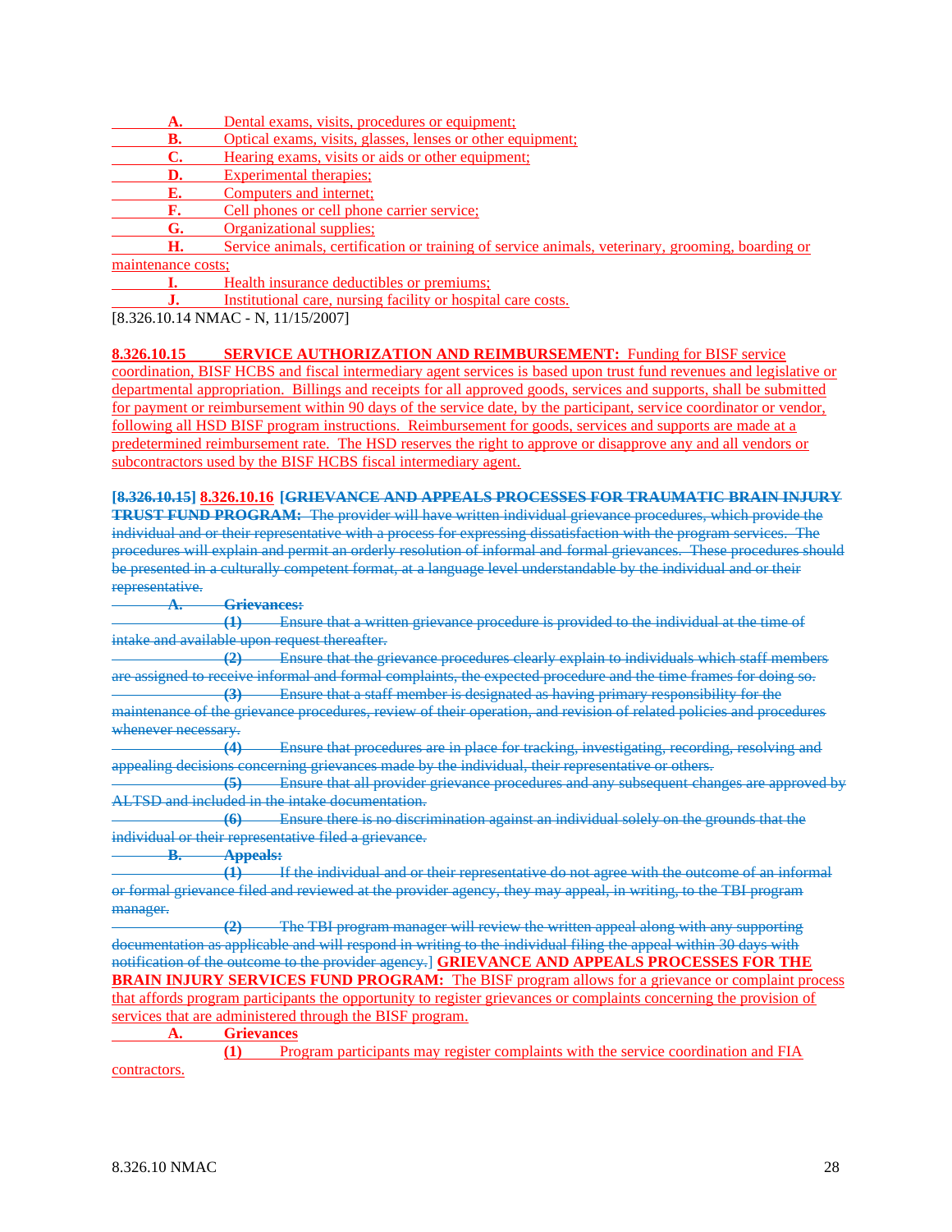**A.** Dental exams, visits, procedures or equipment;
**B.** Optical exams, visits, glasses, lenses or other equipment;
**C.** Hearing exams, visits or aids or other equipment;
**D.** Experimental therapies;
**E.** Computers and internet;
**F.** Cell phones or cell phone carrier service;
**G.** Organizational supplies;
**H.** Service animals, certification or training of service animals, veterinary, grooming, boarding or maintenance costs;
**I.** Health insurance deductibles or premiums;
**J.** Institutional care, nursing facility or hospital care costs.

[8.326.10.14 NMAC - N, 11/15/2007]

**8.326.10.15 SERVICE AUTHORIZATION AND REIMBURSEMENT:** Funding for BISF service coordination, BISF HCBS and fiscal intermediary agent services is based upon trust fund revenues and legislative or departmental appropriation. Billings and receipts for all approved goods, services and supports, shall be submitted for payment or reimbursement within 90 days of the service date, by the participant, service coordinator or vendor, following all HSD BISF program instructions. Reimbursement for goods, services and supports are made at a predetermined reimbursement rate. The HSD reserves the right to approve or disapprove any and all vendors or subcontractors used by the BISF HCBS fiscal intermediary agent.

**[~~8.326.10.15~~] 8.326.10.16 [~~GRIEVANCE AND APPEALS PROCESSES FOR TRAUMATIC BRAIN INJURY TRUST FUND PROGRAM:~~** ~~The provider will have written individual grievance procedures, which provide the individual and or their representative with a process for expressing dissatisfaction with the program services. The procedures will explain and permit an orderly resolution of informal and formal grievances. These procedures should be presented in a culturally competent format, at a language level understandable by the individual and or their representative.~~

~~**A. Grievances:**~~

~~**(1)** Ensure that a written grievance procedure is provided to the individual at the time of intake and available upon request thereafter.~~

~~**(2)** Ensure that the grievance procedures clearly explain to individuals which staff members are assigned to receive informal and formal complaints, the expected procedure and the time frames for doing so.~~

~~**(3)** Ensure that a staff member is designated as having primary responsibility for the maintenance of the grievance procedures, review of their operation, and revision of related policies and procedures whenever necessary.~~

~~**(4)** Ensure that procedures are in place for tracking, investigating, recording, resolving and appealing decisions concerning grievances made by the individual, their representative or others.~~

~~**(5)** Ensure that all provider grievance procedures and any subsequent changes are approved by ALTSD and included in the intake documentation.~~

~~**(6)** Ensure there is no discrimination against an individual solely on the grounds that the individual or their representative filed a grievance.~~

~~**B. Appeals:**~~

~~**(1)** If the individual and or their representative do not agree with the outcome of an informal or formal grievance filed and reviewed at the provider agency, they may appeal, in writing, to the TBI program manager.~~

~~**(2)** The TBI program manager will review the written appeal along with any supporting documentation as applicable and will respond in writing to the individual filing the appeal within 30 days with notification of the outcome to the provider agency.~~] **GRIEVANCE AND APPEALS PROCESSES FOR THE BRAIN INJURY SERVICES FUND PROGRAM:** The BISF program allows for a grievance or complaint process that affords program participants the opportunity to register grievances or complaints concerning the provision of services that are administered through the BISF program.

**A. Grievances**

**(1)** Program participants may register complaints with the service coordination and FIA contractors.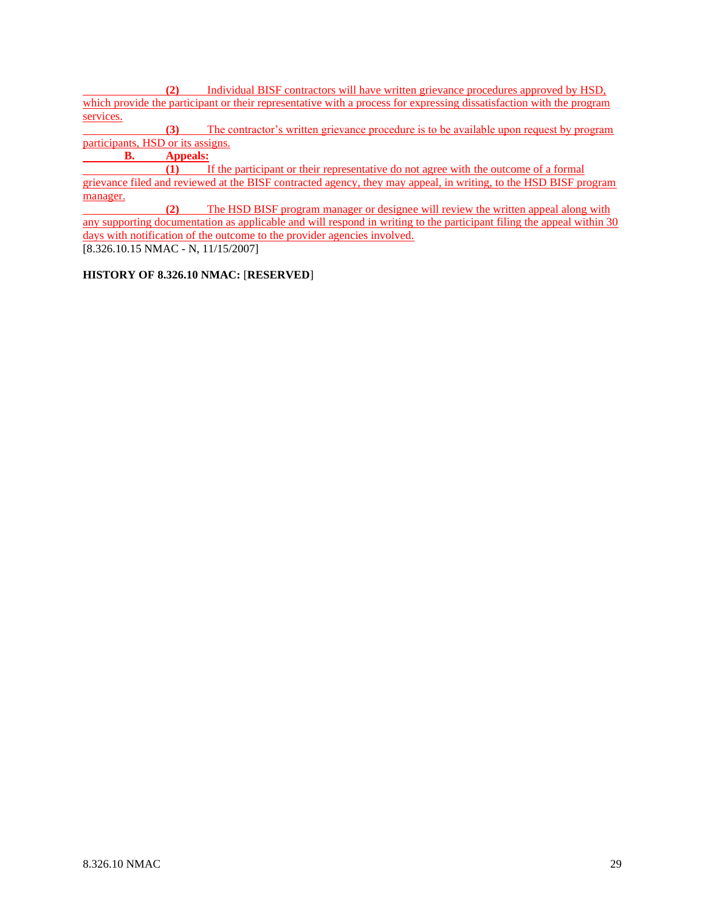**(2)** Individual BISF contractors will have written grievance procedures approved by HSD, which provide the participant or their representative with a process for expressing dissatisfaction with the program services.

**(3)** The contractor's written grievance procedure is to be available upon request by program participants, HSD or its assigns.

**B. Appeals:**

**(1)** If the participant or their representative do not agree with the outcome of a formal grievance filed and reviewed at the BISF contracted agency, they may appeal, in writing, to the HSD BISF program manager.

**(2)** The HSD BISF program manager or designee will review the written appeal along with any supporting documentation as applicable and will respond in writing to the participant filing the appeal within 30 days with notification of the outcome to the provider agencies involved.

[8.326.10.15 NMAC - N, 11/15/2007]

**HISTORY OF 8.326.10 NMAC:** [**RESERVED**]